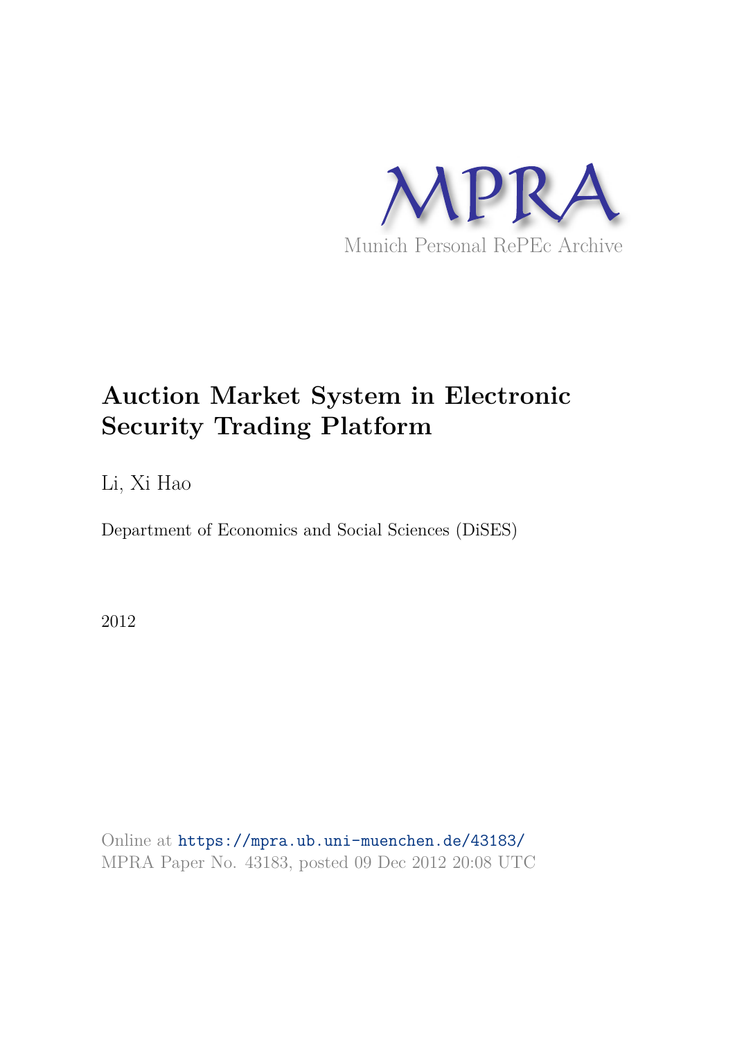MPRA

Munich Personal RePEc Archive

# Auction Market System in Electronic Security Trading Platform

Li, Xi Hao

Department of Economics and Social Sciences (DiSES)

2012

Online at https://mpra.ub.uni-muenchen.de/43183/
MPRA Paper No. 43183, posted 09 Dec 2012 20:08 UTC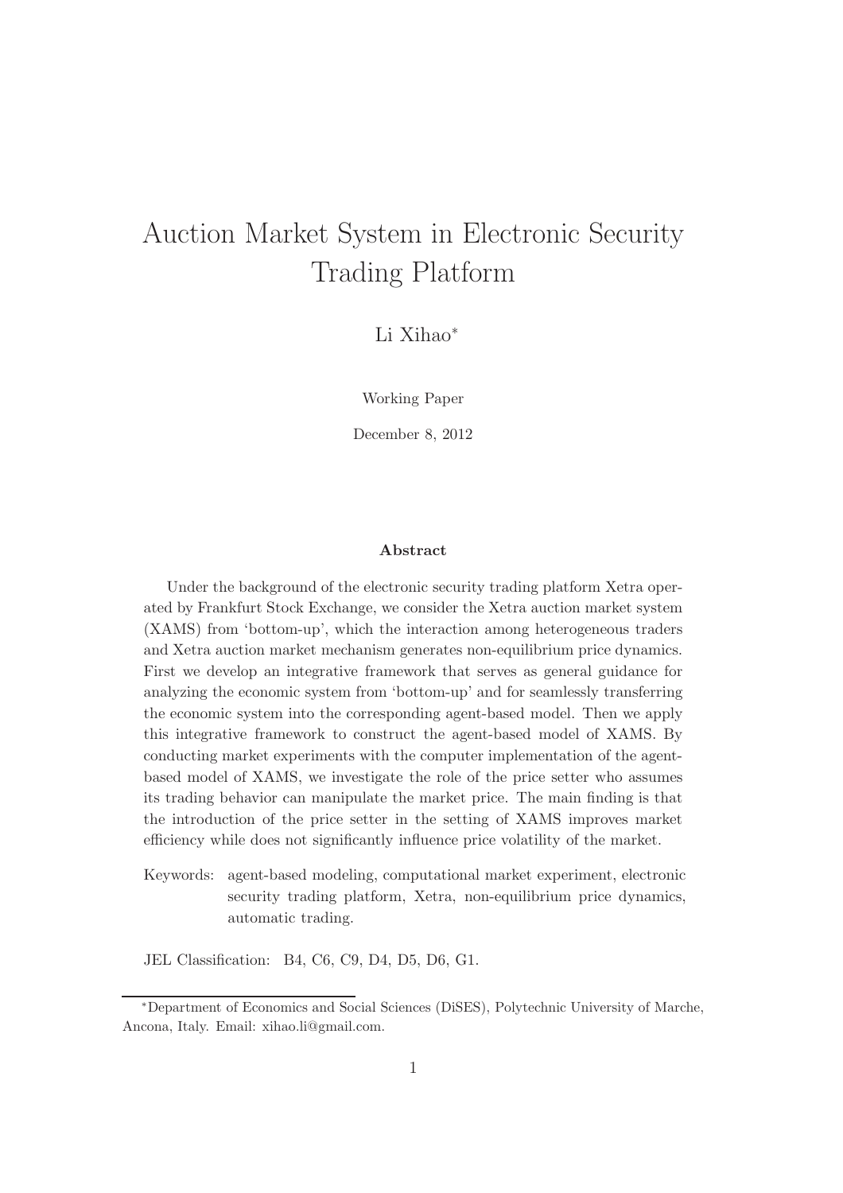# Auction Market System in Electronic Security Trading Platform

Li Xihao[*]

Working Paper

December 8, 2012

**Abstract**

Under the background of the electronic security trading platform Xetra operated by Frankfurt Stock Exchange, we consider the Xetra auction market system (XAMS) from 'bottom-up', which the interaction among heterogeneous traders and Xetra auction market mechanism generates non-equilibrium price dynamics. First we develop an integrative framework that serves as general guidance for analyzing the economic system from 'bottom-up' and for seamlessly transferring the economic system into the corresponding agent-based model. Then we apply this integrative framework to construct the agent-based model of XAMS. By conducting market experiments with the computer implementation of the agent-based model of XAMS, we investigate the role of the price setter who assumes its trading behavior can manipulate the market price. The main finding is that the introduction of the price setter in the setting of XAMS improves market efficiency while does not significantly influence price volatility of the market.

Keywords: agent-based modeling, computational market experiment, electronic security trading platform, Xetra, non-equilibrium price dynamics, automatic trading.

JEL Classification: B4, C6, C9, D4, D5, D6, G1.

[*]Department of Economics and Social Sciences (DiSES), Polytechnic University of Marche, Ancona, Italy. Email: xihao.li@gmail.com.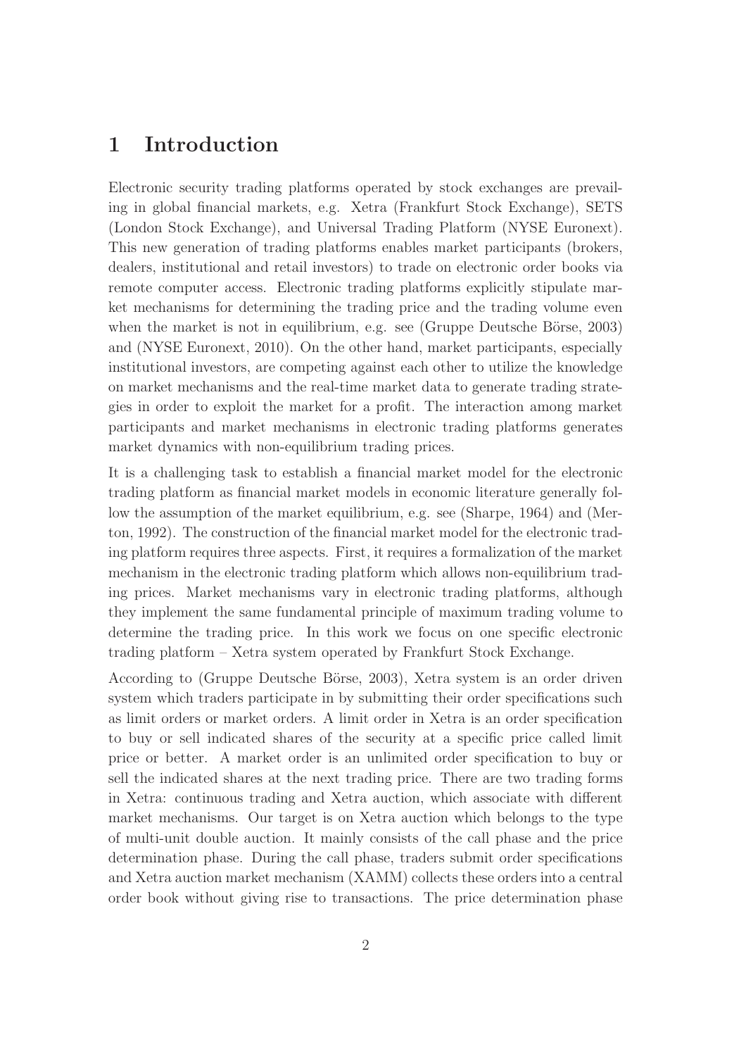# 1 Introduction

Electronic security trading platforms operated by stock exchanges are prevailing in global financial markets, e.g. Xetra (Frankfurt Stock Exchange), SETS (London Stock Exchange), and Universal Trading Platform (NYSE Euronext). This new generation of trading platforms enables market participants (brokers, dealers, institutional and retail investors) to trade on electronic order books via remote computer access. Electronic trading platforms explicitly stipulate market mechanisms for determining the trading price and the trading volume even when the market is not in equilibrium, e.g. see (Gruppe Deutsche Börse, 2003) and (NYSE Euronext, 2010). On the other hand, market participants, especially institutional investors, are competing against each other to utilize the knowledge on market mechanisms and the real-time market data to generate trading strategies in order to exploit the market for a profit. The interaction among market participants and market mechanisms in electronic trading platforms generates market dynamics with non-equilibrium trading prices.

It is a challenging task to establish a financial market model for the electronic trading platform as financial market models in economic literature generally follow the assumption of the market equilibrium, e.g. see (Sharpe, 1964) and (Merton, 1992). The construction of the financial market model for the electronic trading platform requires three aspects. First, it requires a formalization of the market mechanism in the electronic trading platform which allows non-equilibrium trading prices. Market mechanisms vary in electronic trading platforms, although they implement the same fundamental principle of maximum trading volume to determine the trading price. In this work we focus on one specific electronic trading platform – Xetra system operated by Frankfurt Stock Exchange.

According to (Gruppe Deutsche Börse, 2003), Xetra system is an order driven system which traders participate in by submitting their order specifications such as limit orders or market orders. A limit order in Xetra is an order specification to buy or sell indicated shares of the security at a specific price called limit price or better. A market order is an unlimited order specification to buy or sell the indicated shares at the next trading price. There are two trading forms in Xetra: continuous trading and Xetra auction, which associate with different market mechanisms. Our target is on Xetra auction which belongs to the type of multi-unit double auction. It mainly consists of the call phase and the price determination phase. During the call phase, traders submit order specifications and Xetra auction market mechanism (XAMM) collects these orders into a central order book without giving rise to transactions. The price determination phase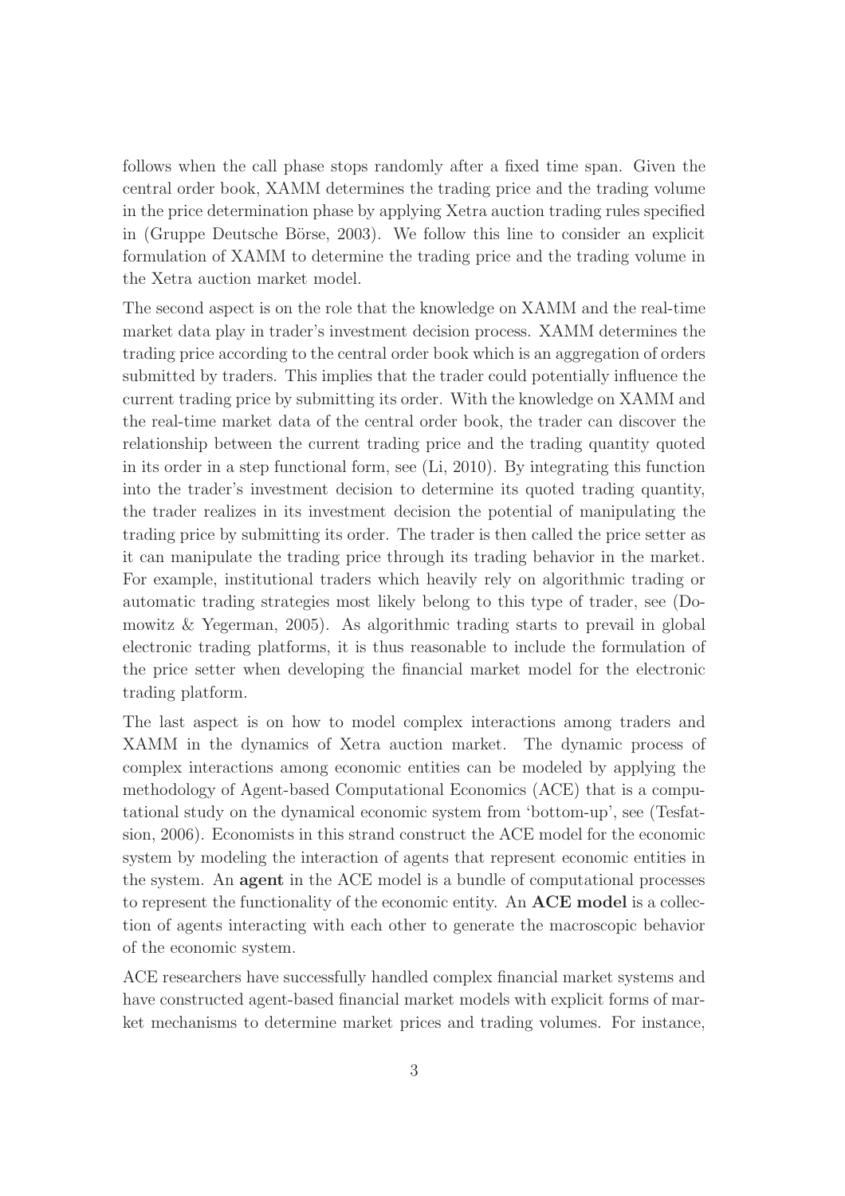follows when the call phase stops randomly after a fixed time span. Given the central order book, XAMM determines the trading price and the trading volume in the price determination phase by applying Xetra auction trading rules specified in (Gruppe Deutsche Börse, 2003). We follow this line to consider an explicit formulation of XAMM to determine the trading price and the trading volume in the Xetra auction market model.

The second aspect is on the role that the knowledge on XAMM and the real-time market data play in trader's investment decision process. XAMM determines the trading price according to the central order book which is an aggregation of orders submitted by traders. This implies that the trader could potentially influence the current trading price by submitting its order. With the knowledge on XAMM and the real-time market data of the central order book, the trader can discover the relationship between the current trading price and the trading quantity quoted in its order in a step functional form, see (Li, 2010). By integrating this function into the trader's investment decision to determine its quoted trading quantity, the trader realizes in its investment decision the potential of manipulating the trading price by submitting its order. The trader is then called the price setter as it can manipulate the trading price through its trading behavior in the market. For example, institutional traders which heavily rely on algorithmic trading or automatic trading strategies most likely belong to this type of trader, see (Domowitz & Yegerman, 2005). As algorithmic trading starts to prevail in global electronic trading platforms, it is thus reasonable to include the formulation of the price setter when developing the financial market model for the electronic trading platform.

The last aspect is on how to model complex interactions among traders and XAMM in the dynamics of Xetra auction market. The dynamic process of complex interactions among economic entities can be modeled by applying the methodology of Agent-based Computational Economics (ACE) that is a computational study on the dynamical economic system from 'bottom-up', see (Tesfatsion, 2006). Economists in this strand construct the ACE model for the economic system by modeling the interaction of agents that represent economic entities in the system. An **agent** in the ACE model is a bundle of computational processes to represent the functionality of the economic entity. An **ACE model** is a collection of agents interacting with each other to generate the macroscopic behavior of the economic system.

ACE researchers have successfully handled complex financial market systems and have constructed agent-based financial market models with explicit forms of market mechanisms to determine market prices and trading volumes. For instance,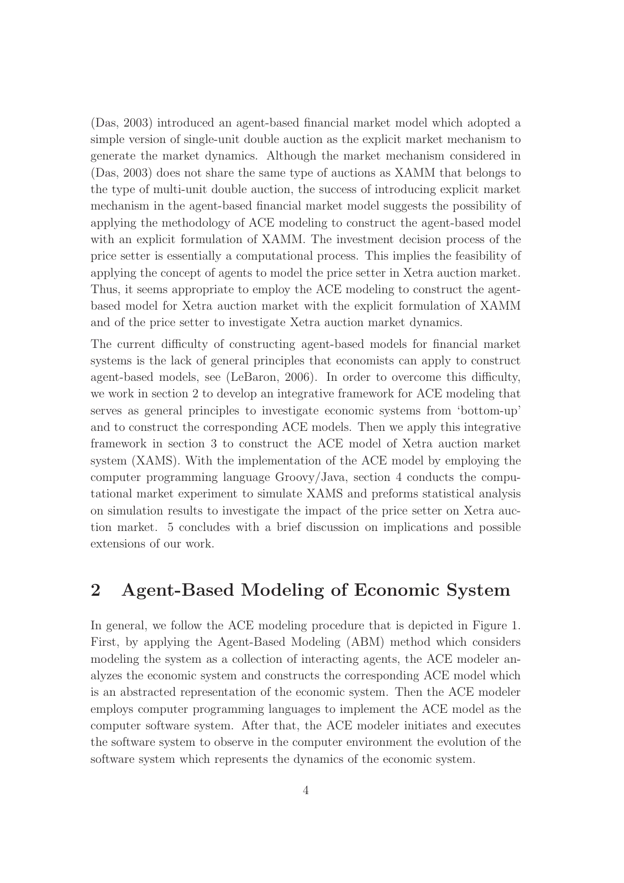(Das, 2003) introduced an agent-based financial market model which adopted a simple version of single-unit double auction as the explicit market mechanism to generate the market dynamics. Although the market mechanism considered in (Das, 2003) does not share the same type of auctions as XAMM that belongs to the type of multi-unit double auction, the success of introducing explicit market mechanism in the agent-based financial market model suggests the possibility of applying the methodology of ACE modeling to construct the agent-based model with an explicit formulation of XAMM. The investment decision process of the price setter is essentially a computational process. This implies the feasibility of applying the concept of agents to model the price setter in Xetra auction market. Thus, it seems appropriate to employ the ACE modeling to construct the agent-based model for Xetra auction market with the explicit formulation of XAMM and of the price setter to investigate Xetra auction market dynamics.

The current difficulty of constructing agent-based models for financial market systems is the lack of general principles that economists can apply to construct agent-based models, see (LeBaron, 2006). In order to overcome this difficulty, we work in section 2 to develop an integrative framework for ACE modeling that serves as general principles to investigate economic systems from 'bottom-up' and to construct the corresponding ACE models. Then we apply this integrative framework in section 3 to construct the ACE model of Xetra auction market system (XAMS). With the implementation of the ACE model by employing the computer programming language Groovy/Java, section 4 conducts the computational market experiment to simulate XAMS and preforms statistical analysis on simulation results to investigate the impact of the price setter on Xetra auction market. 5 concludes with a brief discussion on implications and possible extensions of our work.

## 2 Agent-Based Modeling of Economic System

In general, we follow the ACE modeling procedure that is depicted in Figure 1. First, by applying the Agent-Based Modeling (ABM) method which considers modeling the system as a collection of interacting agents, the ACE modeler analyzes the economic system and constructs the corresponding ACE model which is an abstracted representation of the economic system. Then the ACE modeler employs computer programming languages to implement the ACE model as the computer software system. After that, the ACE modeler initiates and executes the software system to observe in the computer environment the evolution of the software system which represents the dynamics of the economic system.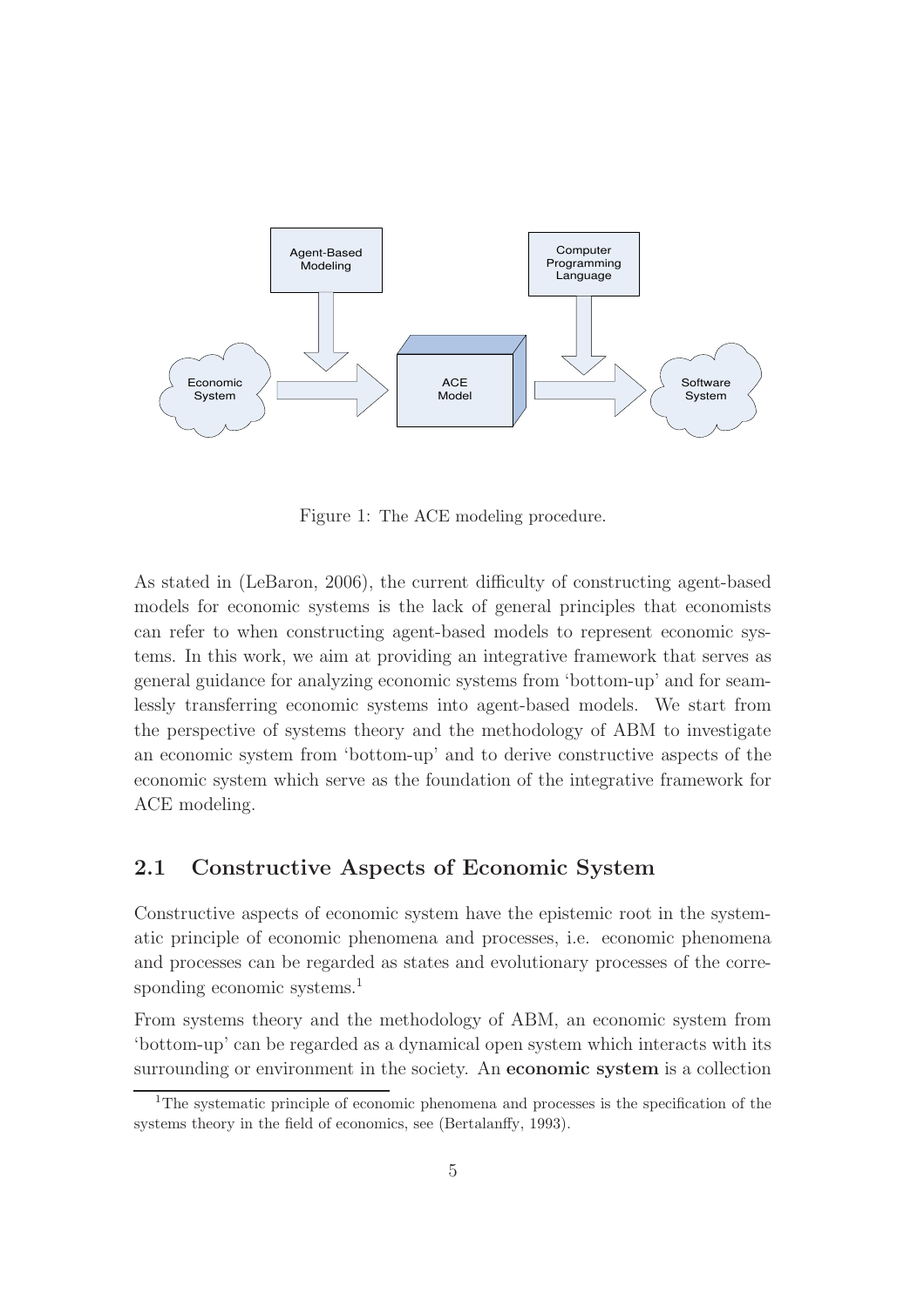Figure 1: The ACE modeling procedure.

As stated in (LeBaron, 2006), the current difficulty of constructing agent-based models for economic systems is the lack of general principles that economists can refer to when constructing agent-based models to represent economic systems. In this work, we aim at providing an integrative framework that serves as general guidance for analyzing economic systems from 'bottom-up' and for seamlessly transferring economic systems into agent-based models. We start from the perspective of systems theory and the methodology of ABM to investigate an economic system from 'bottom-up' and to derive constructive aspects of the economic system which serve as the foundation of the integrative framework for ACE modeling.

## 2.1 Constructive Aspects of Economic System

Constructive aspects of economic system have the epistemic root in the systematic principle of economic phenomena and processes, i.e. economic phenomena and processes can be regarded as states and evolutionary processes of the corresponding economic systems.[1]

From systems theory and the methodology of ABM, an economic system from 'bottom-up' can be regarded as a dynamical open system which interacts with its surrounding or environment in the society. An **economic system** is a collection

[1] The systematic principle of economic phenomena and processes is the specification of the systems theory in the field of economics, see (Bertalanffy, 1993).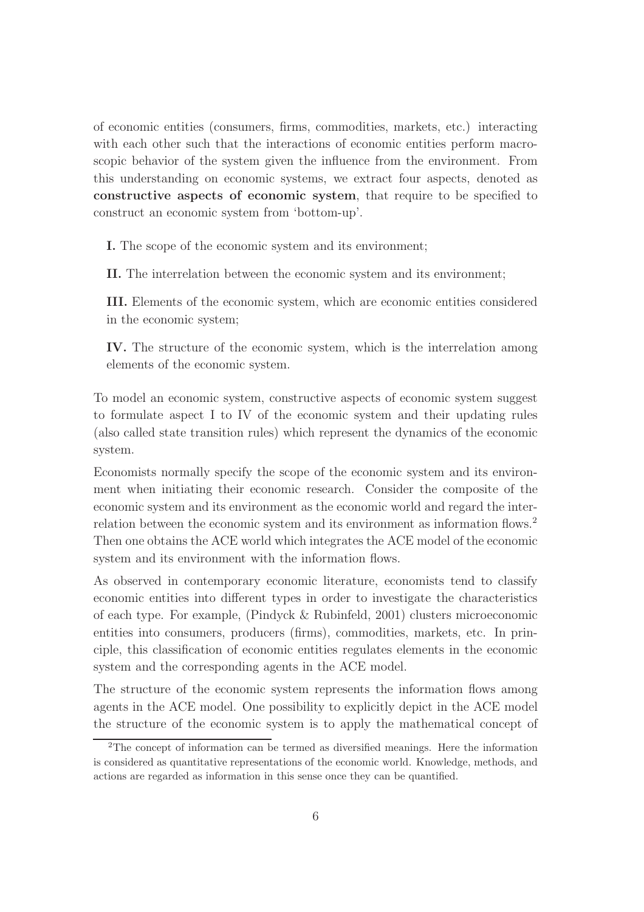of economic entities (consumers, firms, commodities, markets, etc.) interacting with each other such that the interactions of economic entities perform macroscopic behavior of the system given the influence from the environment. From this understanding on economic systems, we extract four aspects, denoted as **constructive aspects of economic system**, that require to be specified to construct an economic system from 'bottom-up'.

**I.** The scope of the economic system and its environment;

**II.** The interrelation between the economic system and its environment;

**III.** Elements of the economic system, which are economic entities considered in the economic system;

**IV.** The structure of the economic system, which is the interrelation among elements of the economic system.

To model an economic system, constructive aspects of economic system suggest to formulate aspect I to IV of the economic system and their updating rules (also called state transition rules) which represent the dynamics of the economic system.

Economists normally specify the scope of the economic system and its environment when initiating their economic research. Consider the composite of the economic system and its environment as the economic world and regard the interrelation between the economic system and its environment as information flows.[2] Then one obtains the ACE world which integrates the ACE model of the economic system and its environment with the information flows.

As observed in contemporary economic literature, economists tend to classify economic entities into different types in order to investigate the characteristics of each type. For example, (Pindyck & Rubinfeld, 2001) clusters microeconomic entities into consumers, producers (firms), commodities, markets, etc. In principle, this classification of economic entities regulates elements in the economic system and the corresponding agents in the ACE model.

The structure of the economic system represents the information flows among agents in the ACE model. One possibility to explicitly depict in the ACE model the structure of the economic system is to apply the mathematical concept of

[2] The concept of information can be termed as diversified meanings. Here the information is considered as quantitative representations of the economic world. Knowledge, methods, and actions are regarded as information in this sense once they can be quantified.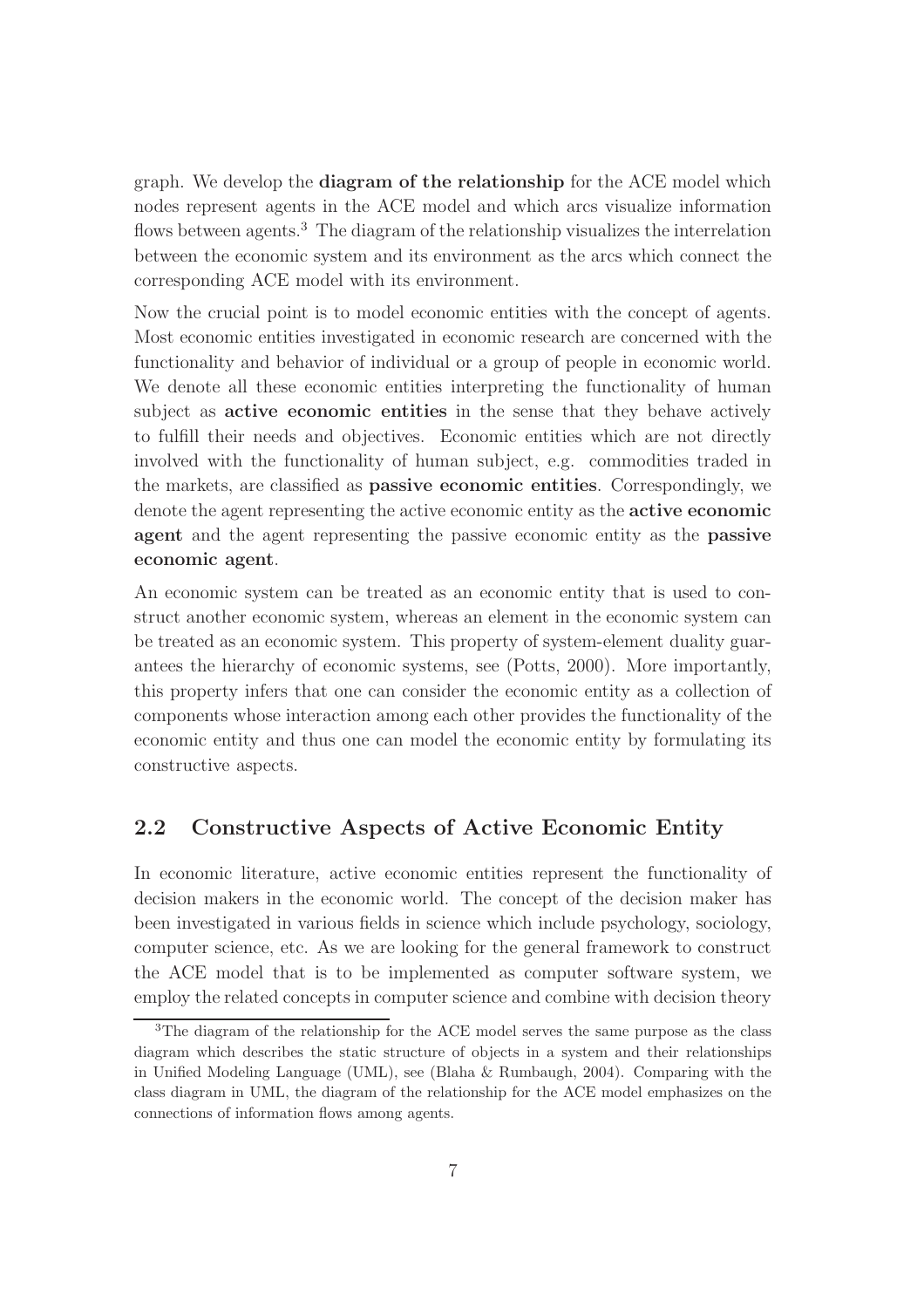graph. We develop the **diagram of the relationship** for the ACE model which nodes represent agents in the ACE model and which arcs visualize information flows between agents.[3] The diagram of the relationship visualizes the interrelation between the economic system and its environment as the arcs which connect the corresponding ACE model with its environment.

Now the crucial point is to model economic entities with the concept of agents. Most economic entities investigated in economic research are concerned with the functionality and behavior of individual or a group of people in economic world. We denote all these economic entities interpreting the functionality of human subject as **active economic entities** in the sense that they behave actively to fulfill their needs and objectives. Economic entities which are not directly involved with the functionality of human subject, e.g. commodities traded in the markets, are classified as **passive economic entities**. Correspondingly, we denote the agent representing the active economic entity as the **active economic agent** and the agent representing the passive economic entity as the **passive economic agent**.

An economic system can be treated as an economic entity that is used to construct another economic system, whereas an element in the economic system can be treated as an economic system. This property of system-element duality guarantees the hierarchy of economic systems, see (Potts, 2000). More importantly, this property infers that one can consider the economic entity as a collection of components whose interaction among each other provides the functionality of the economic entity and thus one can model the economic entity by formulating its constructive aspects.

## 2.2 Constructive Aspects of Active Economic Entity

In economic literature, active economic entities represent the functionality of decision makers in the economic world. The concept of the decision maker has been investigated in various fields in science which include psychology, sociology, computer science, etc. As we are looking for the general framework to construct the ACE model that is to be implemented as computer software system, we employ the related concepts in computer science and combine with decision theory

[3] The diagram of the relationship for the ACE model serves the same purpose as the class diagram which describes the static structure of objects in a system and their relationships in Unified Modeling Language (UML), see (Blaha & Rumbaugh, 2004). Comparing with the class diagram in UML, the diagram of the relationship for the ACE model emphasizes on the connections of information flows among agents.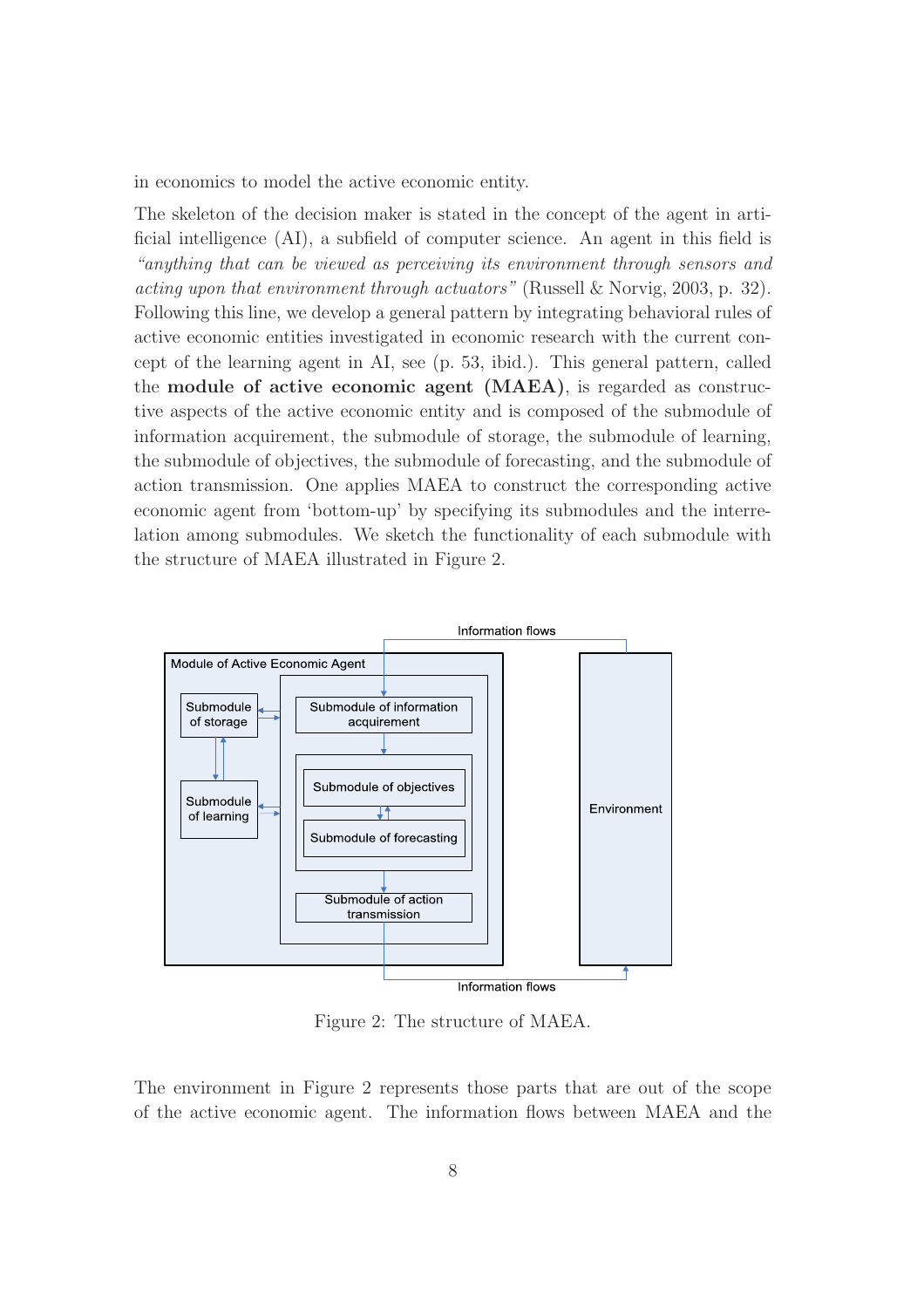in economics to model the active economic entity.

The skeleton of the decision maker is stated in the concept of the agent in artificial intelligence (AI), a subfield of computer science. An agent in this field is *"anything that can be viewed as perceiving its environment through sensors and acting upon that environment through actuators"* (Russell & Norvig, 2003, p. 32). Following this line, we develop a general pattern by integrating behavioral rules of active economic entities investigated in economic research with the current concept of the learning agent in AI, see (p. 53, ibid.). This general pattern, called the **module of active economic agent (MAEA)**, is regarded as constructive aspects of the active economic entity and is composed of the submodule of information acquirement, the submodule of storage, the submodule of learning, the submodule of objectives, the submodule of forecasting, and the submodule of action transmission. One applies MAEA to construct the corresponding active economic agent from 'bottom-up' by specifying its submodules and the interrelation among submodules. We sketch the functionality of each submodule with the structure of MAEA illustrated in Figure 2.

Information flows

Module of Active Economic Agent

Submodule of storage

Submodule of learning

Submodule of information acquirement

Submodule of objectives

Submodule of forecasting

Submodule of action transmission

Environment

Information flows

Figure 2: The structure of MAEA.

The environment in Figure 2 represents those parts that are out of the scope of the active economic agent. The information flows between MAEA and the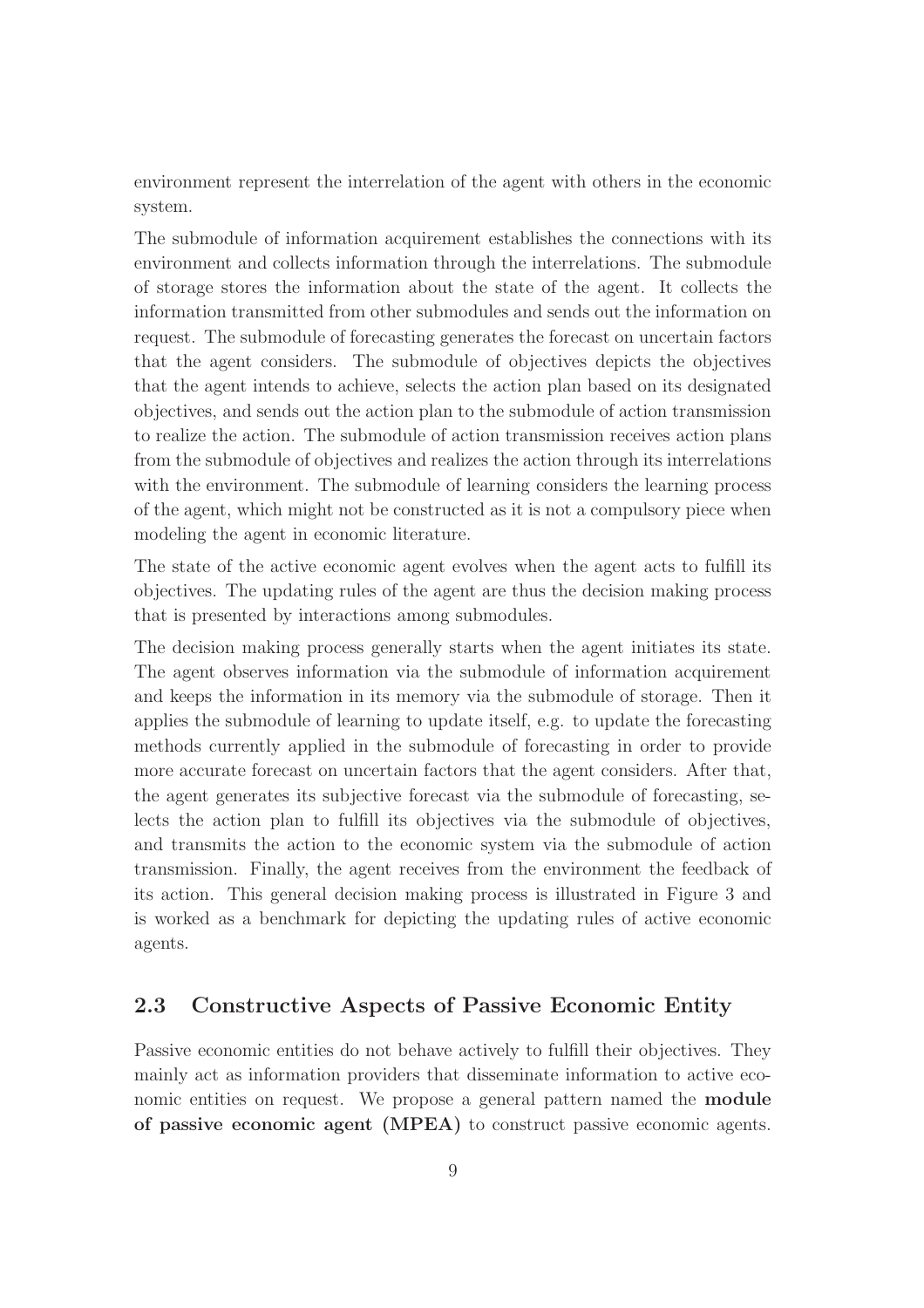environment represent the interrelation of the agent with others in the economic system.

The submodule of information acquirement establishes the connections with its environment and collects information through the interrelations. The submodule of storage stores the information about the state of the agent. It collects the information transmitted from other submodules and sends out the information on request. The submodule of forecasting generates the forecast on uncertain factors that the agent considers. The submodule of objectives depicts the objectives that the agent intends to achieve, selects the action plan based on its designated objectives, and sends out the action plan to the submodule of action transmission to realize the action. The submodule of action transmission receives action plans from the submodule of objectives and realizes the action through its interrelations with the environment. The submodule of learning considers the learning process of the agent, which might not be constructed as it is not a compulsory piece when modeling the agent in economic literature.

The state of the active economic agent evolves when the agent acts to fulfill its objectives. The updating rules of the agent are thus the decision making process that is presented by interactions among submodules.

The decision making process generally starts when the agent initiates its state. The agent observes information via the submodule of information acquirement and keeps the information in its memory via the submodule of storage. Then it applies the submodule of learning to update itself, e.g. to update the forecasting methods currently applied in the submodule of forecasting in order to provide more accurate forecast on uncertain factors that the agent considers. After that, the agent generates its subjective forecast via the submodule of forecasting, selects the action plan to fulfill its objectives via the submodule of objectives, and transmits the action to the economic system via the submodule of action transmission. Finally, the agent receives from the environment the feedback of its action. This general decision making process is illustrated in Figure 3 and is worked as a benchmark for depicting the updating rules of active economic agents.

## 2.3 Constructive Aspects of Passive Economic Entity

Passive economic entities do not behave actively to fulfill their objectives. They mainly act as information providers that disseminate information to active economic entities on request. We propose a general pattern named the **module of passive economic agent (MPEA)** to construct passive economic agents.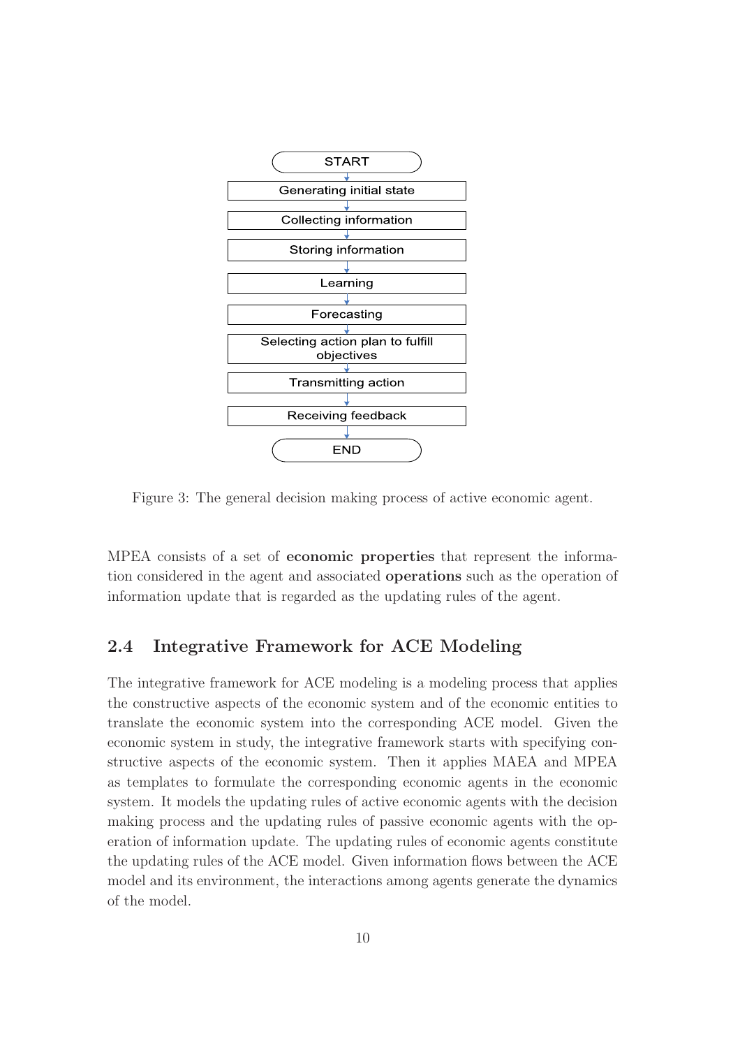START

Generating initial state

Collecting information

Storing information

Learning

Forecasting

Selecting action plan to fulfill objectives

Transmitting action

Receiving feedback

END

Figure 3: The general decision making process of active economic agent.

MPEA consists of a set of **economic properties** that represent the information considered in the agent and associated **operations** such as the operation of information update that is regarded as the updating rules of the agent.

## 2.4 Integrative Framework for ACE Modeling

The integrative framework for ACE modeling is a modeling process that applies the constructive aspects of the economic system and of the economic entities to translate the economic system into the corresponding ACE model. Given the economic system in study, the integrative framework starts with specifying constructive aspects of the economic system. Then it applies MAEA and MPEA as templates to formulate the corresponding economic agents in the economic system. It models the updating rules of active economic agents with the decision making process and the updating rules of passive economic agents with the operation of information update. The updating rules of economic agents constitute the updating rules of the ACE model. Given information flows between the ACE model and its environment, the interactions among agents generate the dynamics of the model.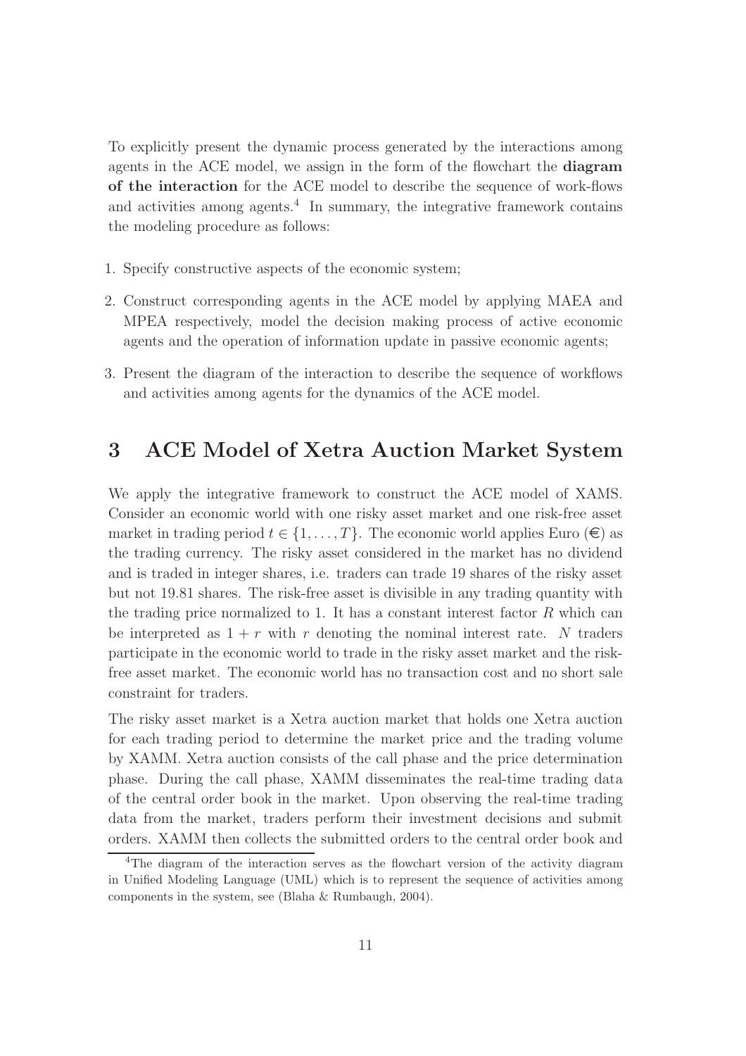To explicitly present the dynamic process generated by the interactions among agents in the ACE model, we assign in the form of the flowchart the **diagram of the interaction** for the ACE model to describe the sequence of work-flows and activities among agents.[4] In summary, the integrative framework contains the modeling procedure as follows:

1. Specify constructive aspects of the economic system;
2. Construct corresponding agents in the ACE model by applying MAEA and MPEA respectively, model the decision making process of active economic agents and the operation of information update in passive economic agents;
3. Present the diagram of the interaction to describe the sequence of workflows and activities among agents for the dynamics of the ACE model.

# 3 ACE Model of Xetra Auction Market System

We apply the integrative framework to construct the ACE model of XAMS. Consider an economic world with one risky asset market and one risk-free asset market in trading period $t \in \{1, \dots, T\}$. The economic world applies Euro (€) as the trading currency. The risky asset considered in the market has no dividend and is traded in integer shares, i.e. traders can trade 19 shares of the risky asset but not 19.81 shares. The risk-free asset is divisible in any trading quantity with the trading price normalized to 1. It has a constant interest factor $R$ which can be interpreted as $1 + r$ with $r$ denoting the nominal interest rate. $N$ traders participate in the economic world to trade in the risky asset market and the risk-free asset market. The economic world has no transaction cost and no short sale constraint for traders.

The risky asset market is a Xetra auction market that holds one Xetra auction for each trading period to determine the market price and the trading volume by XAMM. Xetra auction consists of the call phase and the price determination phase. During the call phase, XAMM disseminates the real-time trading data of the central order book in the market. Upon observing the real-time trading data from the market, traders perform their investment decisions and submit orders. XAMM then collects the submitted orders to the central order book and

[4] The diagram of the interaction serves as the flowchart version of the activity diagram in Unified Modeling Language (UML) which is to represent the sequence of activities among components in the system, see (Blaha & Rumbaugh, 2004).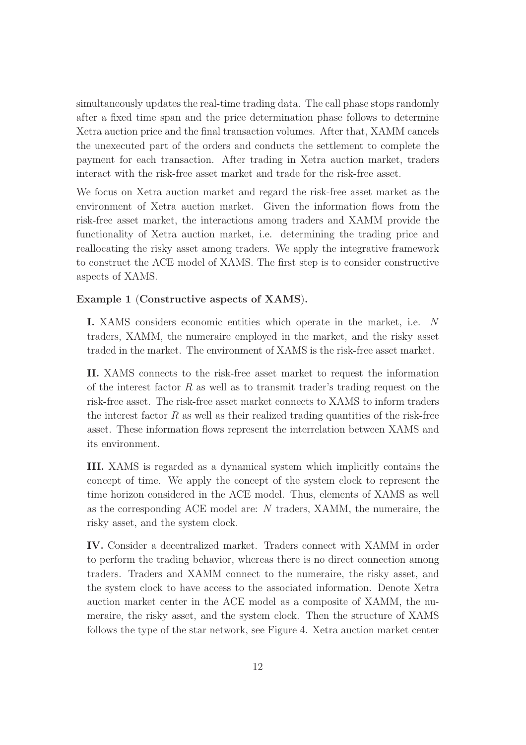simultaneously updates the real-time trading data. The call phase stops randomly after a fixed time span and the price determination phase follows to determine Xetra auction price and the final transaction volumes. After that, XAMM cancels the unexecuted part of the orders and conducts the settlement to complete the payment for each transaction. After trading in Xetra auction market, traders interact with the risk-free asset market and trade for the risk-free asset.

We focus on Xetra auction market and regard the risk-free asset market as the environment of Xetra auction market. Given the information flows from the risk-free asset market, the interactions among traders and XAMM provide the functionality of Xetra auction market, i.e. determining the trading price and reallocating the risky asset among traders. We apply the integrative framework to construct the ACE model of XAMS. The first step is to consider constructive aspects of XAMS.

**Example 1 (Constructive aspects of XAMS).**

**I.** XAMS considers economic entities which operate in the market, i.e. $N$ traders, XAMM, the numeraire employed in the market, and the risky asset traded in the market. The environment of XAMS is the risk-free asset market.

**II.** XAMS connects to the risk-free asset market to request the information of the interest factor $R$ as well as to transmit trader's trading request on the risk-free asset. The risk-free asset market connects to XAMS to inform traders the interest factor $R$ as well as their realized trading quantities of the risk-free asset. These information flows represent the interrelation between XAMS and its environment.

**III.** XAMS is regarded as a dynamical system which implicitly contains the concept of time. We apply the concept of the system clock to represent the time horizon considered in the ACE model. Thus, elements of XAMS as well as the corresponding ACE model are: $N$ traders, XAMM, the numeraire, the risky asset, and the system clock.

**IV.** Consider a decentralized market. Traders connect with XAMM in order to perform the trading behavior, whereas there is no direct connection among traders. Traders and XAMM connect to the numeraire, the risky asset, and the system clock to have access to the associated information. Denote Xetra auction market center in the ACE model as a composite of XAMM, the numeraire, the risky asset, and the system clock. Then the structure of XAMS follows the type of the star network, see Figure 4. Xetra auction market center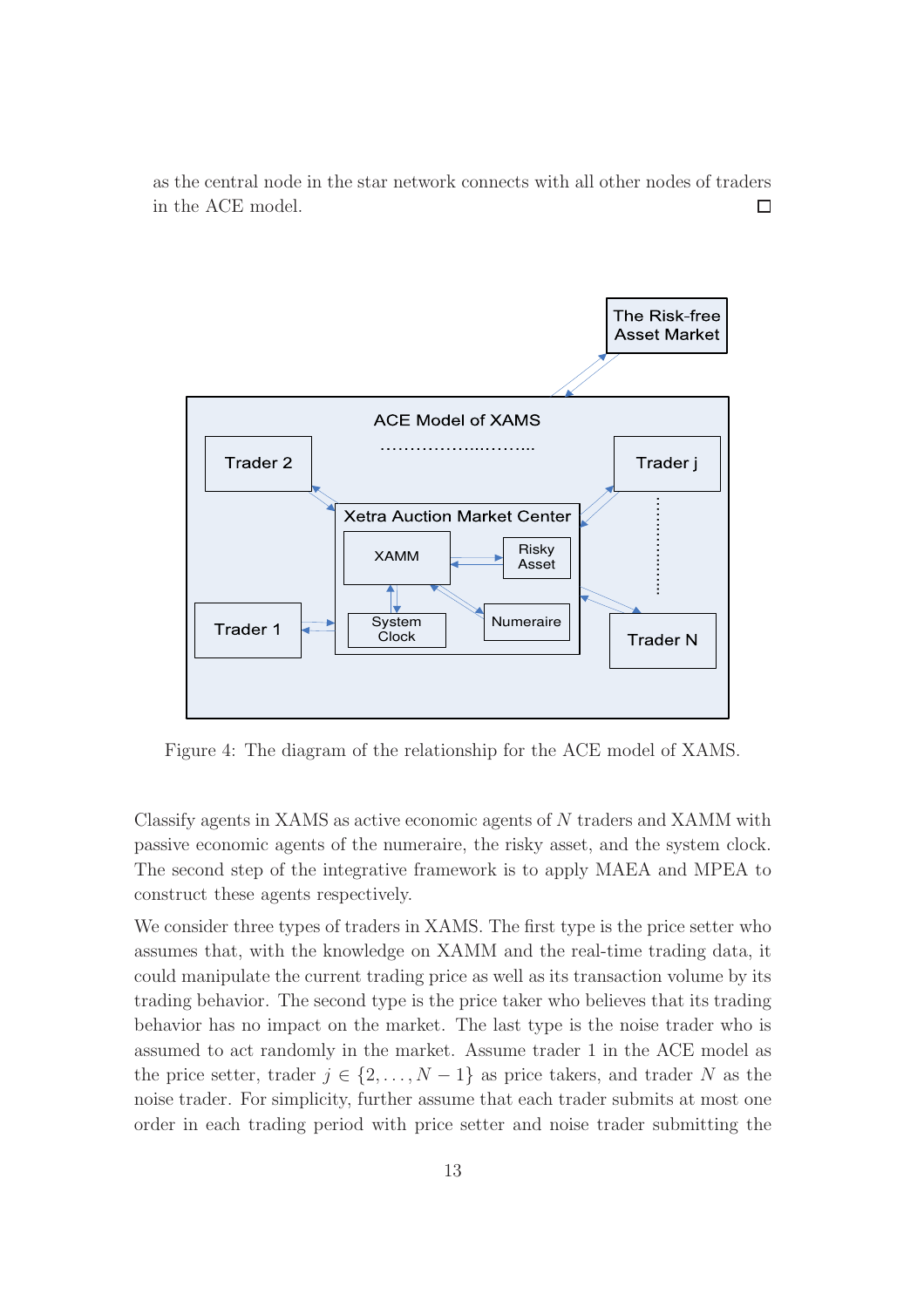as the central node in the star network connects with all other nodes of traders in the ACE model. □

Figure 4: The diagram of the relationship for the ACE model of XAMS.

Classify agents in XAMS as active economic agents of $N$ traders and XAMM with passive economic agents of the numeraire, the risky asset, and the system clock. The second step of the integrative framework is to apply MAEA and MPEA to construct these agents respectively.

We consider three types of traders in XAMS. The first type is the price setter who assumes that, with the knowledge on XAMM and the real-time trading data, it could manipulate the current trading price as well as its transaction volume by its trading behavior. The second type is the price taker who believes that its trading behavior has no impact on the market. The last type is the noise trader who is assumed to act randomly in the market. Assume trader 1 in the ACE model as the price setter, trader $j \in \{2, \ldots, N-1\}$ as price takers, and trader $N$ as the noise trader. For simplicity, further assume that each trader submits at most one order in each trading period with price setter and noise trader submitting the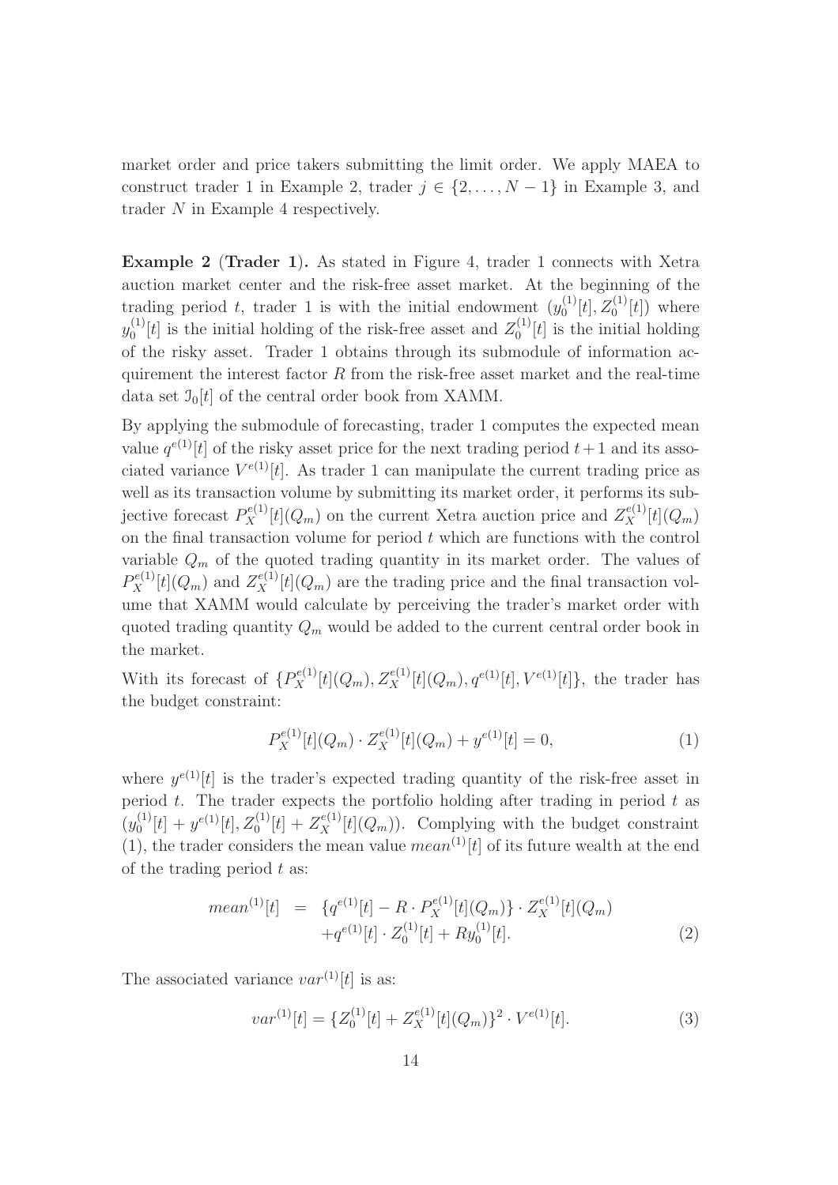market order and price takers submitting the limit order. We apply MAEA to construct trader 1 in Example 2, trader $j \in \{2, \ldots, N-1\}$ in Example 3, and trader $N$ in Example 4 respectively.

**Example 2** (**Trader 1**)**.** As stated in Figure 4, trader 1 connects with Xetra auction market center and the risk-free asset market. At the beginning of the trading period $t$, trader 1 is with the initial endowment $(y_0^{(1)}[t], Z_0^{(1)}[t])$ where $y_0^{(1)}[t]$ is the initial holding of the risk-free asset and $Z_0^{(1)}[t]$ is the initial holding of the risky asset. Trader 1 obtains through its submodule of information acquirement the interest factor $R$ from the risk-free asset market and the real-time data set $\mathcal{I}_0[t]$ of the central order book from XAMM.

By applying the submodule of forecasting, trader 1 computes the expected mean value $q^{e(1)}[t]$ of the risky asset price for the next trading period $t+1$ and its associated variance $V^{e(1)}[t]$. As trader 1 can manipulate the current trading price as well as its transaction volume by submitting its market order, it performs its subjective forecast $P_X^{e(1)}[t](Q_m)$ on the current Xetra auction price and $Z_X^{e(1)}[t](Q_m)$ on the final transaction volume for period $t$ which are functions with the control variable $Q_m$ of the quoted trading quantity in its market order. The values of $P_X^{e(1)}[t](Q_m)$ and $Z_X^{e(1)}[t](Q_m)$ are the trading price and the final transaction volume that XAMM would calculate by perceiving the trader's market order with quoted trading quantity $Q_m$ would be added to the current central order book in the market.

With its forecast of $\{P_X^{e(1)}[t](Q_m), Z_X^{e(1)}[t](Q_m), q^{e(1)}[t], V^{e(1)}[t]\}$, the trader has the budget constraint:

$$P_X^{e(1)}[t](Q_m) \cdot Z_X^{e(1)}[t](Q_m) + y^{e(1)}[t] = 0, \tag{1}$$

where $y^{e(1)}[t]$ is the trader's expected trading quantity of the risk-free asset in period $t$. The trader expects the portfolio holding after trading in period $t$ as $(y_0^{(1)}[t] + y^{e(1)}[t], Z_0^{(1)}[t] + Z_X^{e(1)}[t](Q_m))$. Complying with the budget constraint (1), the trader considers the mean value $mean^{(1)}[t]$ of its future wealth at the end of the trading period $t$ as:

$$\begin{aligned} mean^{(1)}[t] &= \{q^{e(1)}[t] - R \cdot P_X^{e(1)}[t](Q_m)\} \cdot Z_X^{e(1)}[t](Q_m) \\ &\quad + q^{e(1)}[t] \cdot Z_0^{(1)}[t] + R y_0^{(1)}[t]. \end{aligned} \tag{2}$$

The associated variance $var^{(1)}[t]$ is as:

$$var^{(1)}[t] = \{Z_0^{(1)}[t] + Z_X^{e(1)}[t](Q_m)\}^2 \cdot V^{e(1)}[t]. \tag{3}$$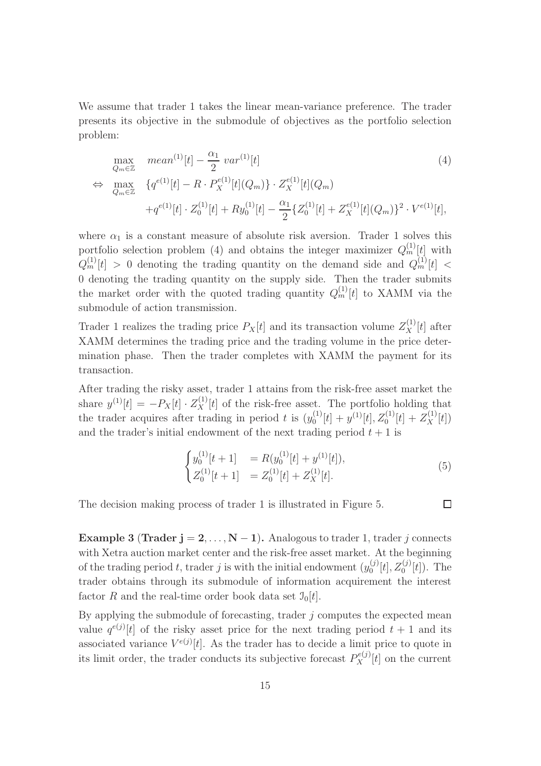We assume that trader 1 takes the linear mean-variance preference. The trader presents its objective in the submodule of objectives as the portfolio selection problem:

$$
\begin{aligned}
& \max_{Q_m \in \mathbb{Z}} \quad mean^{(1)}[t] - \frac{\alpha_1}{2}\ var^{(1)}[t] \qquad (4)\\
\Leftrightarrow \quad & \max_{Q_m \in \mathbb{Z}} \quad \{q^{e(1)}[t] - R \cdot P_X^{e(1)}[t](Q_m)\} \cdot Z_X^{e(1)}[t](Q_m) \\
& \qquad + q^{e(1)}[t] \cdot Z_0^{(1)}[t] + R y_0^{(1)}[t] - \frac{\alpha_1}{2}\{Z_0^{(1)}[t] + Z_X^{e(1)}[t](Q_m)\}^2 \cdot V^{e(1)}[t],
\end{aligned}
$$

where $\alpha_1$ is a constant measure of absolute risk aversion. Trader 1 solves this portfolio selection problem (4) and obtains the integer maximizer $Q_m^{(1)}[t]$ with $Q_m^{(1)}[t] > 0$ denoting the trading quantity on the demand side and $Q_m^{(1)}[t] < 0$ denoting the trading quantity on the supply side. Then the trader submits the market order with the quoted trading quantity $Q_m^{(1)}[t]$ to XAMM via the submodule of action transmission.

Trader 1 realizes the trading price $P_X[t]$ and its transaction volume $Z_X^{(1)}[t]$ after XAMM determines the trading price and the trading volume in the price determination phase. Then the trader completes with XAMM the payment for its transaction.

After trading the risky asset, trader 1 attains from the risk-free asset market the share $y^{(1)}[t] = -P_X[t] \cdot Z_X^{(1)}[t]$ of the risk-free asset. The portfolio holding that the trader acquires after trading in period $t$ is $(y_0^{(1)}[t] + y^{(1)}[t], Z_0^{(1)}[t] + Z_X^{(1)}[t])$ and the trader's initial endowment of the next trading period $t+1$ is

$$
\begin{cases}
y_0^{(1)}[t+1] & = R(y_0^{(1)}[t] + y^{(1)}[t]), \\
Z_0^{(1)}[t+1] & = Z_0^{(1)}[t] + Z_X^{(1)}[t].
\end{cases} \qquad (5)
$$

The decision making process of trader 1 is illustrated in Figure 5. □

**Example 3 (Trader $\mathbf{j = 2, \ldots, N-1}$).** Analogous to trader 1, trader $j$ connects with Xetra auction market center and the risk-free asset market. At the beginning of the trading period $t$, trader $j$ is with the initial endowment $(y_0^{(j)}[t], Z_0^{(j)}[t])$. The trader obtains through its submodule of information acquirement the interest factor $R$ and the real-time order book data set $\mathcal{I}_0[t]$.

By applying the submodule of forecasting, trader $j$ computes the expected mean value $q^{e(j)}[t]$ of the risky asset price for the next trading period $t+1$ and its associated variance $V^{e(j)}[t]$. As the trader has to decide a limit price to quote in its limit order, the trader conducts its subjective forecast $P_X^{e(j)}[t]$ on the current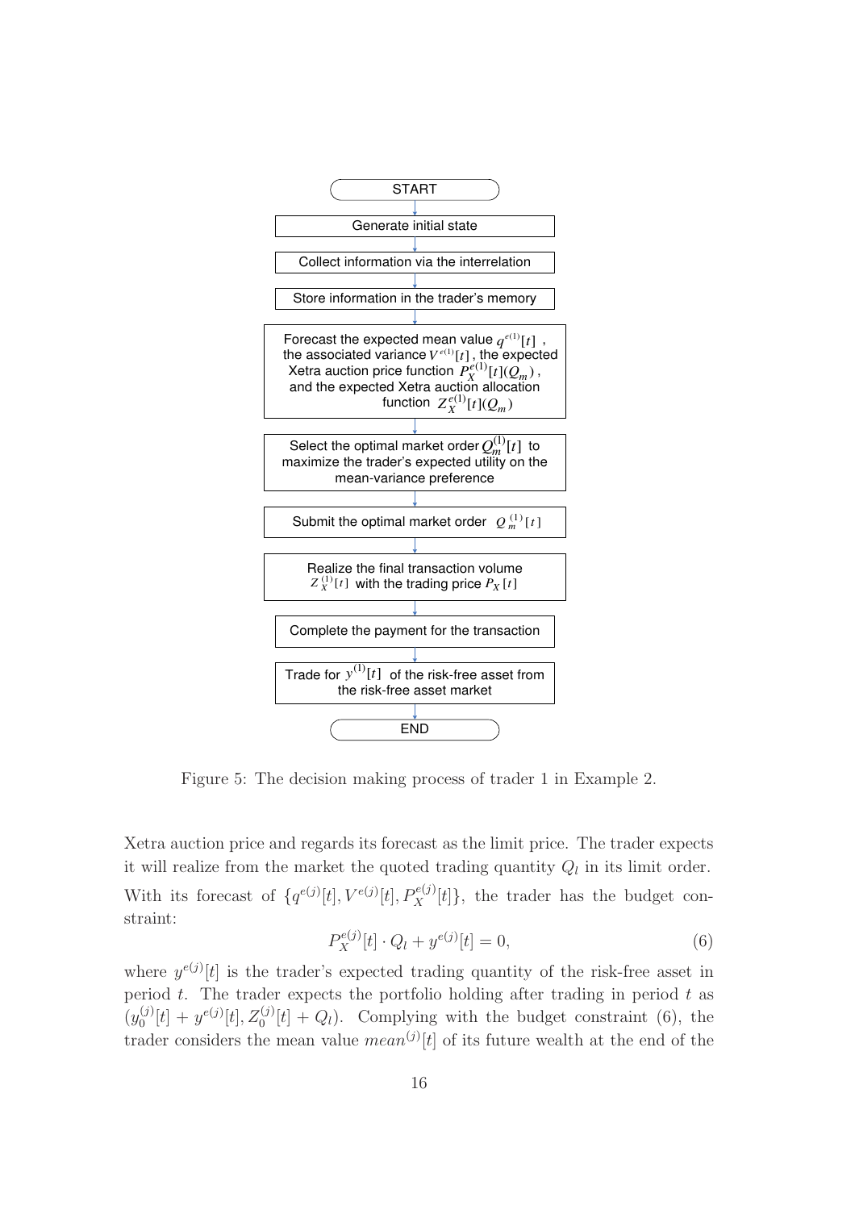START

Generate initial state

Collect information via the interrelation

Store information in the trader's memory

Forecast the expected mean value $q^{e(1)}[t]$, the associated variance $V^{e(1)}[t]$, the expected Xetra auction price function $P_X^{e(1)}[t](Q_m)$, and the expected Xetra auction allocation function $Z_X^{e(1)}[t](Q_m)$

Select the optimal market order $Q_m^{(1)}[t]$ to maximize the trader's expected utility on the mean-variance preference

Submit the optimal market order $Q_m^{(1)}[t]$

Realize the final transaction volume $Z_X^{(1)}[t]$ with the trading price $P_X[t]$

Complete the payment for the transaction

Trade for $y^{(1)}[t]$ of the risk-free asset from the risk-free asset market

END

Figure 5: The decision making process of trader 1 in Example 2.

Xetra auction price and regards its forecast as the limit price. The trader expects it will realize from the market the quoted trading quantity $Q_l$ in its limit order. With its forecast of $\{q^{e(j)}[t], V^{e(j)}[t], P_X^{e(j)}[t]\}$, the trader has the budget constraint:

$$P_X^{e(j)}[t] \cdot Q_l + y^{e(j)}[t] = 0, \tag{6}$$

where $y^{e(j)}[t]$ is the trader's expected trading quantity of the risk-free asset in period $t$. The trader expects the portfolio holding after trading in period $t$ as $(y_0^{(j)}[t] + y^{e(j)}[t], Z_0^{(j)}[t] + Q_l)$. Complying with the budget constraint (6), the trader considers the mean value $mean^{(j)}[t]$ of its future wealth at the end of the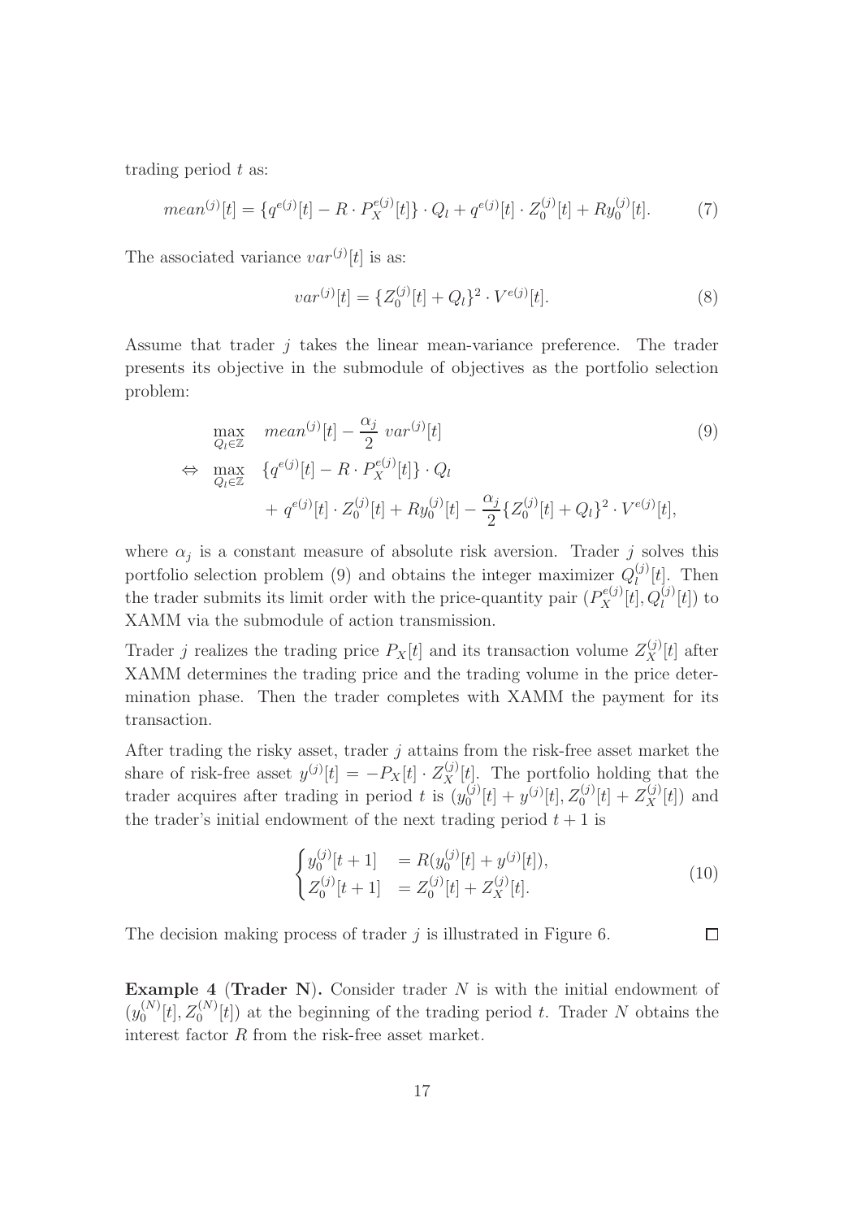trading period $t$ as:

$$mean^{(j)}[t] = \{q^{e(j)}[t] - R \cdot P_X^{e(j)}[t]\} \cdot Q_l + q^{e(j)}[t] \cdot Z_0^{(j)}[t] + Ry_0^{(j)}[t]. \tag{7}$$

The associated variance $var^{(j)}[t]$ is as:

$$var^{(j)}[t] = \{Z_0^{(j)}[t] + Q_l\}^2 \cdot V^{e(j)}[t]. \tag{8}$$

Assume that trader $j$ takes the linear mean-variance preference. The trader presents its objective in the submodule of objectives as the portfolio selection problem:

$$\begin{aligned} &\max_{Q_l \in \mathbb{Z}} \quad mean^{(j)}[t] - \frac{\alpha_j}{2}\ var^{(j)}[t] \\ \Leftrightarrow\ &\max_{Q_l \in \mathbb{Z}} \quad \{q^{e(j)}[t] - R \cdot P_X^{e(j)}[t]\} \cdot Q_l \\ &\qquad\quad + q^{e(j)}[t] \cdot Z_0^{(j)}[t] + Ry_0^{(j)}[t] - \frac{\alpha_j}{2}\{Z_0^{(j)}[t] + Q_l\}^2 \cdot V^{e(j)}[t], \end{aligned} \tag{9}$$

where $\alpha_j$ is a constant measure of absolute risk aversion. Trader $j$ solves this portfolio selection problem (9) and obtains the integer maximizer $Q_l^{(j)}[t]$. Then the trader submits its limit order with the price-quantity pair $(P_X^{e(j)}[t], Q_l^{(j)}[t])$ to XAMM via the submodule of action transmission.

Trader $j$ realizes the trading price $P_X[t]$ and its transaction volume $Z_X^{(j)}[t]$ after XAMM determines the trading price and the trading volume in the price determination phase. Then the trader completes with XAMM the payment for its transaction.

After trading the risky asset, trader $j$ attains from the risk-free asset market the share of risk-free asset $y^{(j)}[t] = -P_X[t] \cdot Z_X^{(j)}[t]$. The portfolio holding that the trader acquires after trading in period $t$ is $(y_0^{(j)}[t] + y^{(j)}[t], Z_0^{(j)}[t] + Z_X^{(j)}[t])$ and the trader's initial endowment of the next trading period $t+1$ is

$$\begin{cases} y_0^{(j)}[t+1] &= R(y_0^{(j)}[t] + y^{(j)}[t]), \\ Z_0^{(j)}[t+1] &= Z_0^{(j)}[t] + Z_X^{(j)}[t]. \end{cases} \tag{10}$$

The decision making process of trader $j$ is illustrated in Figure 6. □

**Example 4** (**Trader N**)**.** Consider trader $N$ is with the initial endowment of $(y_0^{(N)}[t], Z_0^{(N)}[t])$ at the beginning of the trading period $t$. Trader $N$ obtains the interest factor $R$ from the risk-free asset market.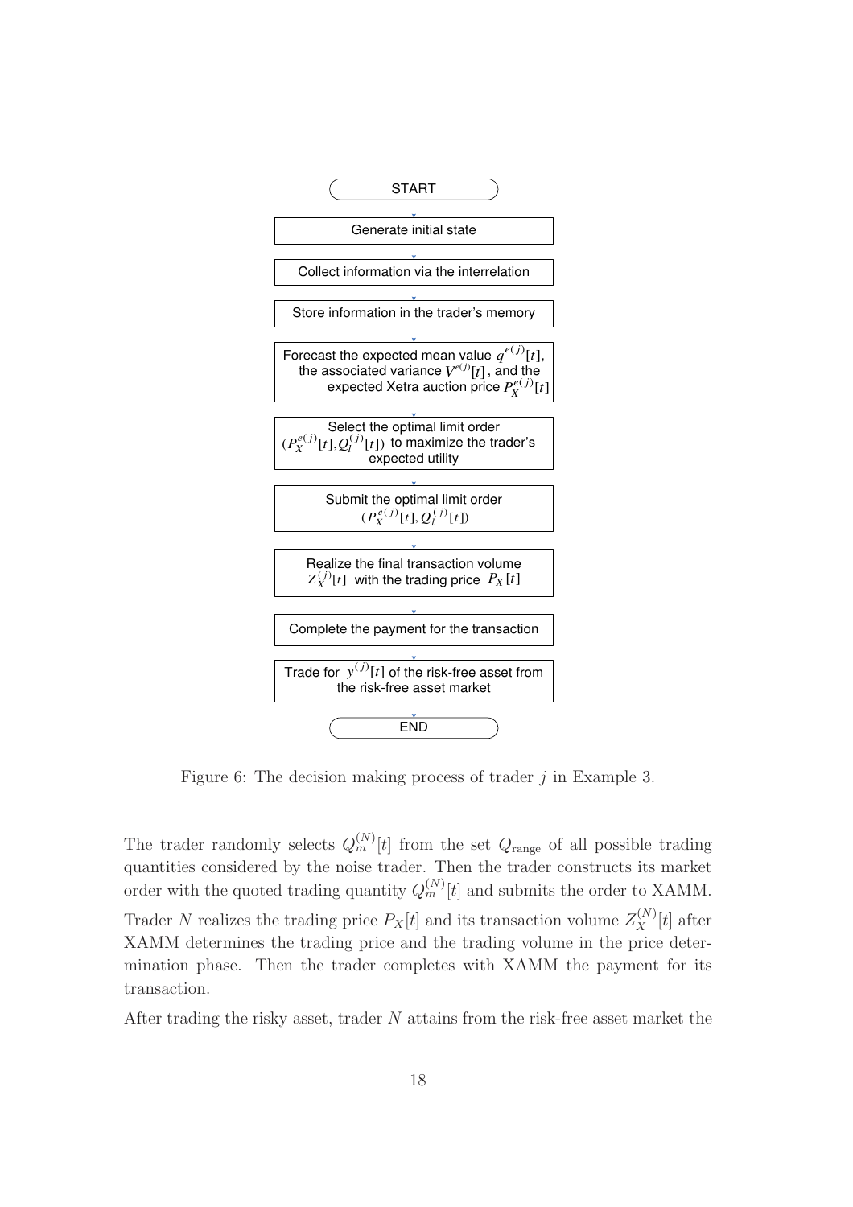START

Generate initial state

Collect information via the interrelation

Store information in the trader's memory

Forecast the expected mean value $q^{e(j)}[t]$, the associated variance $V^{e(j)}[t]$, and the expected Xetra auction price $P_X^{e(j)}[t]$

Select the optimal limit order $(P_X^{e(j)}[t], Q_l^{(j)}[t])$ to maximize the trader's expected utility

Submit the optimal limit order $(P_X^{e(j)}[t], Q_l^{(j)}[t])$

Realize the final transaction volume $Z_X^{(j)}[t]$ with the trading price $P_X[t]$

Complete the payment for the transaction

Trade for $y^{(j)}[t]$ of the risk-free asset from the risk-free asset market

END

Figure 6: The decision making process of trader $j$ in Example 3.

The trader randomly selects $Q_m^{(N)}[t]$ from the set $Q_{\text{range}}$ of all possible trading quantities considered by the noise trader. Then the trader constructs its market order with the quoted trading quantity $Q_m^{(N)}[t]$ and submits the order to XAMM.

Trader $N$ realizes the trading price $P_X[t]$ and its transaction volume $Z_X^{(N)}[t]$ after XAMM determines the trading price and the trading volume in the price determination phase. Then the trader completes with XAMM the payment for its transaction.

After trading the risky asset, trader $N$ attains from the risk-free asset market the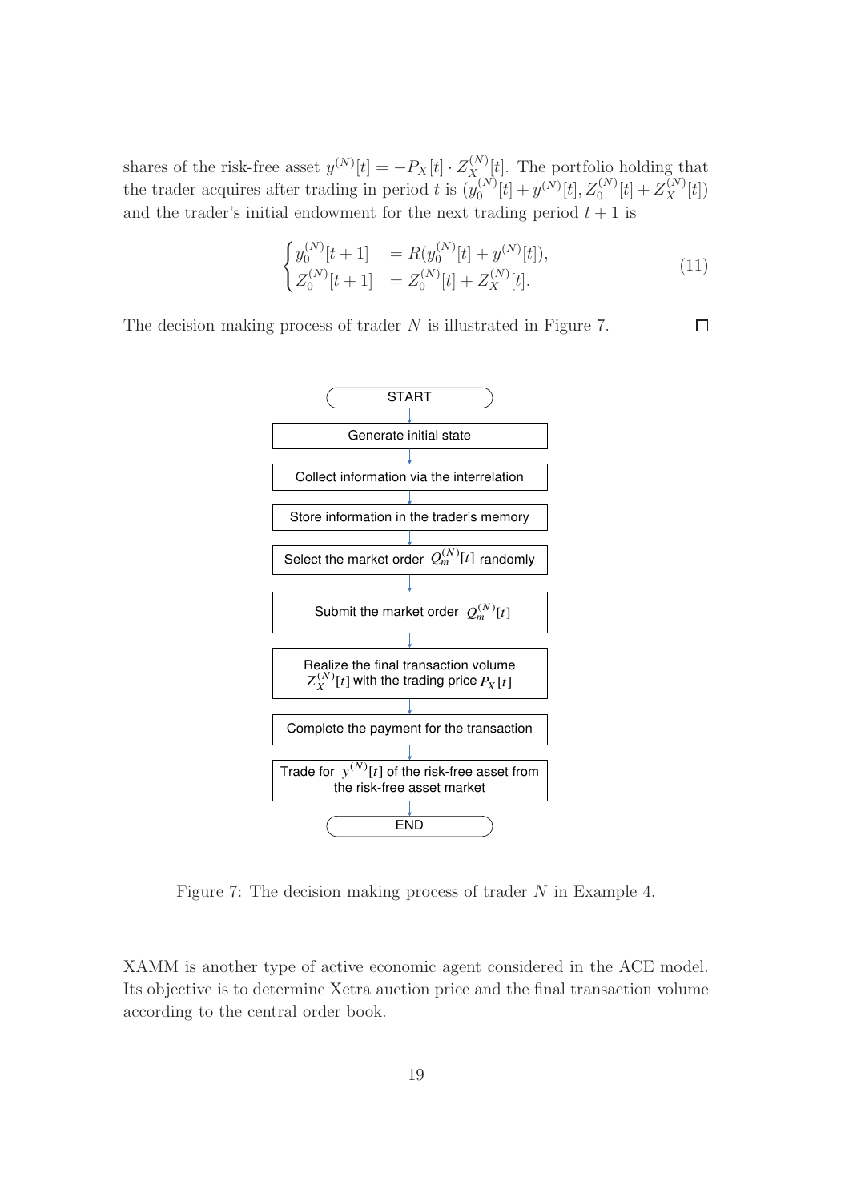shares of the risk-free asset $y^{(N)}[t] = -P_X[t] \cdot Z_X^{(N)}[t]$. The portfolio holding that the trader acquires after trading in period $t$ is $(y_0^{(N)}[t] + y^{(N)}[t], Z_0^{(N)}[t] + Z_X^{(N)}[t])$ and the trader's initial endowment for the next trading period $t+1$ is

$$
\begin{cases}
y_0^{(N)}[t+1] & = R(y_0^{(N)}[t] + y^{(N)}[t]), \\
Z_0^{(N)}[t+1] & = Z_0^{(N)}[t] + Z_X^{(N)}[t].
\end{cases}
\tag{11}
$$

The decision making process of trader $N$ is illustrated in Figure 7. □

START → Generate initial state → Collect information via the interrelation → Store information in the trader's memory → Select the market order $Q_m^{(N)}[t]$ randomly → Submit the market order $Q_m^{(N)}[t]$ → Realize the final transaction volume $Z_X^{(N)}[t]$ with the trading price $P_X[t]$ → Complete the payment for the transaction → Trade for $y^{(N)}[t]$ of the risk-free asset from the risk-free asset market → END

Figure 7: The decision making process of trader $N$ in Example 4.

XAMM is another type of active economic agent considered in the ACE model. Its objective is to determine Xetra auction price and the final transaction volume according to the central order book.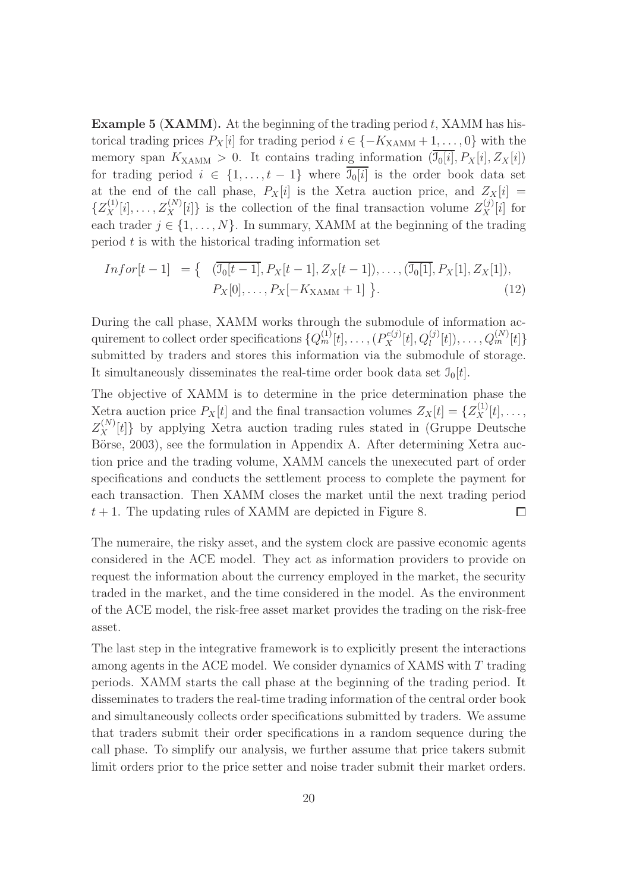**Example 5 (XAMM).** At the beginning of the trading period $t$, XAMM has historical trading prices $P_X[i]$ for trading period $i \in \{-K_{\text{XAMM}}+1, \ldots, 0\}$ with the memory span $K_{\text{XAMM}} > 0$. It contains trading information $(\overline{\mathcal{I}_0[i]}, P_X[i], Z_X[i])$ for trading period $i \in \{1, \ldots, t-1\}$ where $\overline{\mathcal{I}_0[i]}$ is the order book data set at the end of the call phase, $P_X[i]$ is the Xetra auction price, and $Z_X[i] = \{Z_X^{(1)}[i], \ldots, Z_X^{(N)}[i]\}$ is the collection of the final transaction volume $Z_X^{(j)}[i]$ for each trader $j \in \{1, \ldots, N\}$. In summary, XAMM at the beginning of the trading period $t$ is with the historical trading information set

$$\begin{aligned} Infor[t-1] \; = \big\{ & \; (\overline{\mathcal{I}_0[t-1]}, P_X[t-1], Z_X[t-1]), \ldots, (\overline{\mathcal{I}_0[1]}, P_X[1], Z_X[1]), \\ & P_X[0], \ldots, P_X[-K_{\text{XAMM}}+1] \; \big\}. \end{aligned} \tag{12}$$

During the call phase, XAMM works through the submodule of information acquirement to collect order specifications $\{Q_m^{(1)}[t], \ldots, (P_X^{e(j)}[t], Q_l^{(j)}[t]), \ldots, Q_m^{(N)}[t]\}$ submitted by traders and stores this information via the submodule of storage. It simultaneously disseminates the real-time order book data set $\mathcal{I}_0[t]$.

The objective of XAMM is to determine in the price determination phase the Xetra auction price $P_X[t]$ and the final transaction volumes $Z_X[t] = \{Z_X^{(1)}[t], \ldots, Z_X^{(N)}[t]\}$ by applying Xetra auction trading rules stated in (Gruppe Deutsche Börse, 2003), see the formulation in Appendix A. After determining Xetra auction price and the trading volume, XAMM cancels the unexecuted part of order specifications and conducts the settlement process to complete the payment for each transaction. Then XAMM closes the market until the next trading period $t+1$. The updating rules of XAMM are depicted in Figure 8. □

The numeraire, the risky asset, and the system clock are passive economic agents considered in the ACE model. They act as information providers to provide on request the information about the currency employed in the market, the security traded in the market, and the time considered in the model. As the environment of the ACE model, the risk-free asset market provides the trading on the risk-free asset.

The last step in the integrative framework is to explicitly present the interactions among agents in the ACE model. We consider dynamics of XAMS with $T$ trading periods. XAMM starts the call phase at the beginning of the trading period. It disseminates to traders the real-time trading information of the central order book and simultaneously collects order specifications submitted by traders. We assume that traders submit their order specifications in a random sequence during the call phase. To simplify our analysis, we further assume that price takers submit limit orders prior to the price setter and noise trader submit their market orders.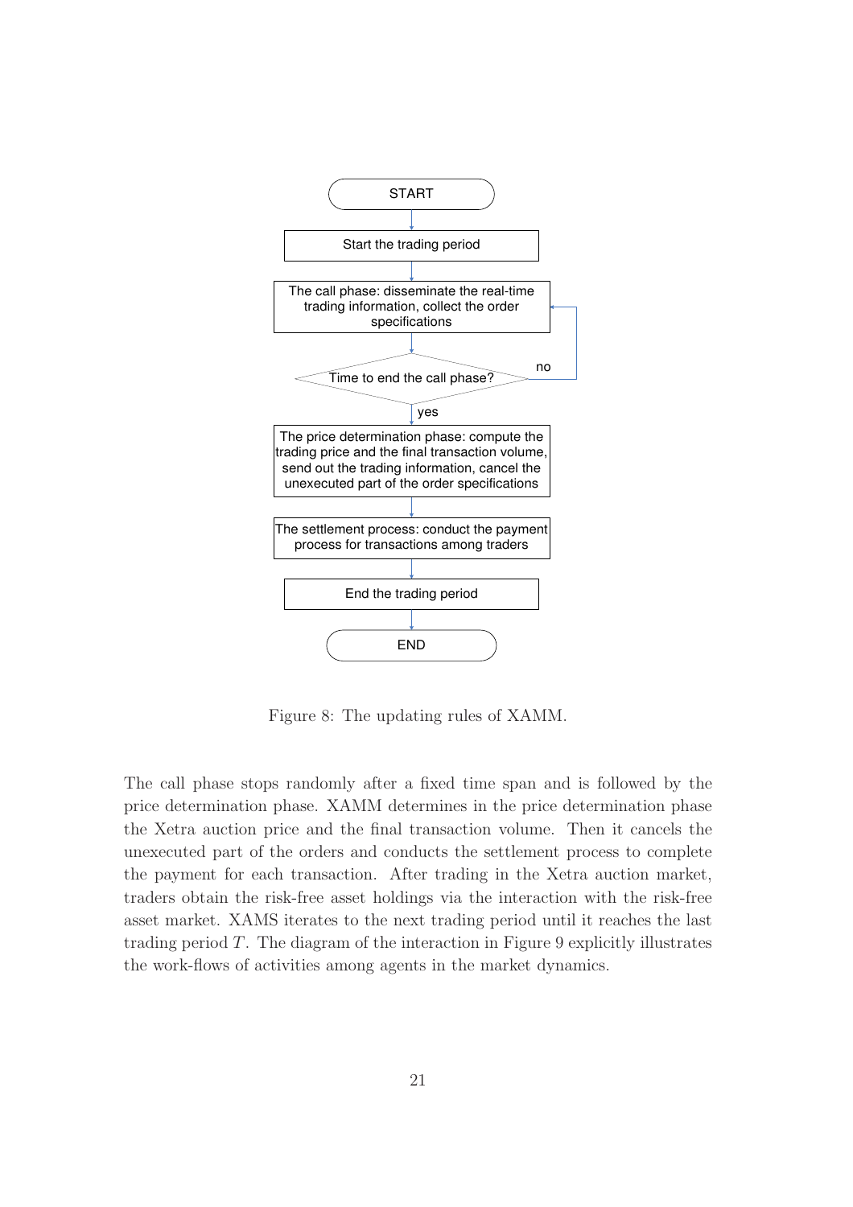Figure 8: The updating rules of XAMM.

The call phase stops randomly after a fixed time span and is followed by the price determination phase. XAMM determines in the price determination phase the Xetra auction price and the final transaction volume. Then it cancels the unexecuted part of the orders and conducts the settlement process to complete the payment for each transaction. After trading in the Xetra auction market, traders obtain the risk-free asset holdings via the interaction with the risk-free asset market. XAMS iterates to the next trading period until it reaches the last trading period $T$. The diagram of the interaction in Figure 9 explicitly illustrates the work-flows of activities among agents in the market dynamics.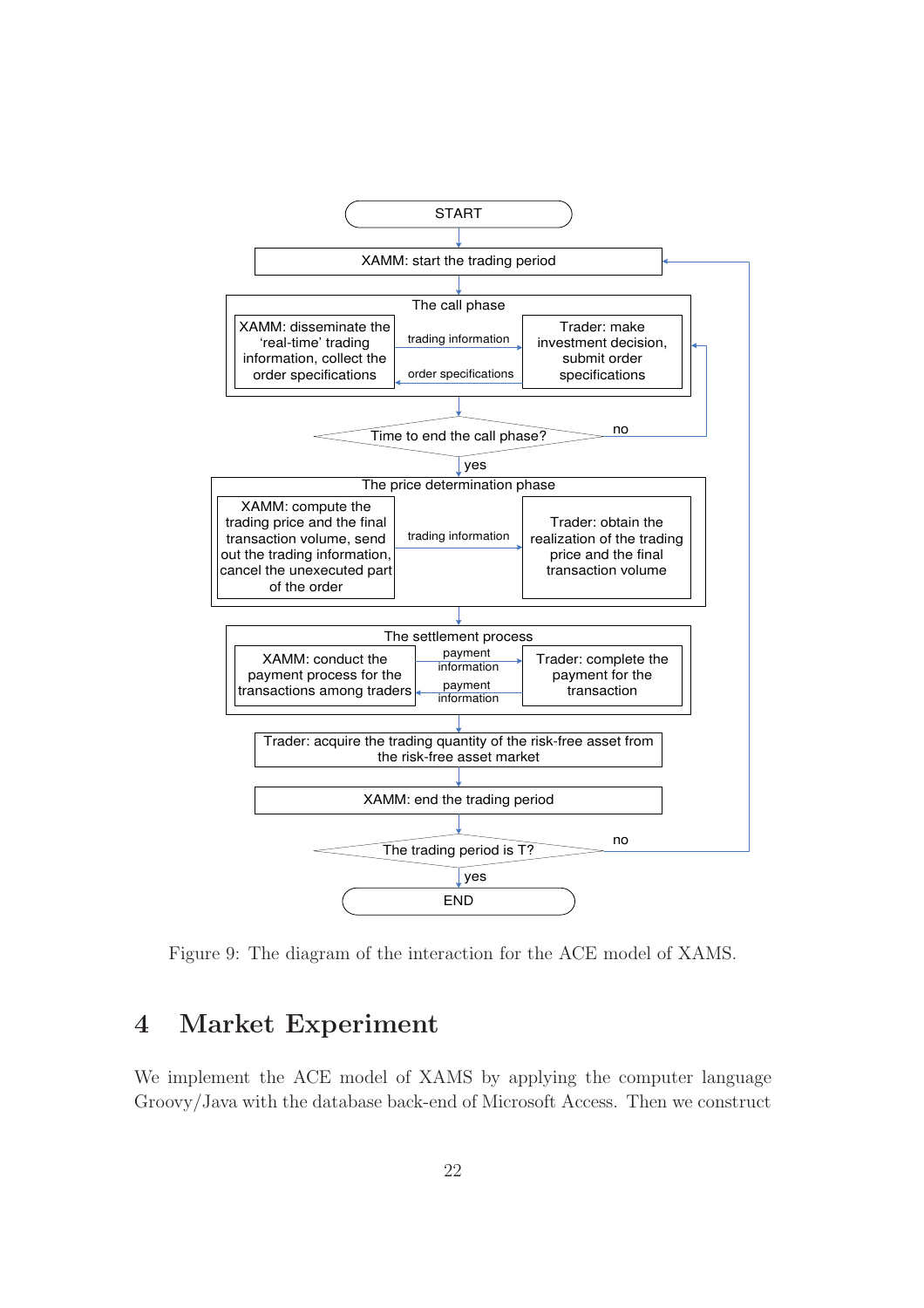START

XAMM: start the trading period

The call phase

XAMM: disseminate the 'real-time' trading information, collect the order specifications

trading information

order specifications

Trader: make investment decision, submit order specifications

Time to end the call phase? — no / yes

The price determination phase

XAMM: compute the trading price and the final transaction volume, send out the trading information, cancel the unexecuted part of the order

trading information

Trader: obtain the realization of the trading price and the final transaction volume

The settlement process

XAMM: conduct the payment process for the transactions among traders

payment information

payment information

Trader: complete the payment for the transaction

Trader: acquire the trading quantity of the risk-free asset from the risk-free asset market

XAMM: end the trading period

The trading period is T? — no / yes

END

Figure 9: The diagram of the interaction for the ACE model of XAMS.

# 4 Market Experiment

We implement the ACE model of XAMS by applying the computer language Groovy/Java with the database back-end of Microsoft Access. Then we construct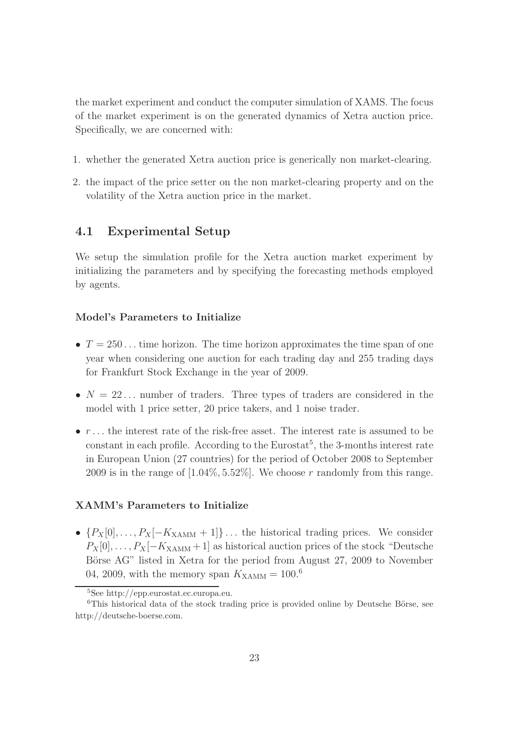the market experiment and conduct the computer simulation of XAMS. The focus of the market experiment is on the generated dynamics of Xetra auction price. Specifically, we are concerned with:

1. whether the generated Xetra auction price is generically non market-clearing.
2. the impact of the price setter on the non market-clearing property and on the volatility of the Xetra auction price in the market.

## 4.1 Experimental Setup

We setup the simulation profile for the Xetra auction market experiment by initializing the parameters and by specifying the forecasting methods employed by agents.

#### Model's Parameters to Initialize

- $T = 250 \ldots$ time horizon. The time horizon approximates the time span of one year when considering one auction for each trading day and 255 trading days for Frankfurt Stock Exchange in the year of 2009.
- $N = 22 \ldots$ number of traders. Three types of traders are considered in the model with 1 price setter, 20 price takers, and 1 noise trader.
- $r \ldots$ the interest rate of the risk-free asset. The interest rate is assumed to be constant in each profile. According to the Eurostat[5], the 3-months interest rate in European Union (27 countries) for the period of October 2008 to September 2009 is in the range of $[1.04\%, 5.52\%]$. We choose $r$ randomly from this range.

#### XAMM's Parameters to Initialize

- $\{P_X[0], \ldots, P_X[-K_{\text{XAMM}} + 1]\} \ldots$ the historical trading prices. We consider $P_X[0], \ldots, P_X[-K_{\text{XAMM}} + 1]$ as historical auction prices of the stock "Deutsche Börse AG" listed in Xetra for the period from August 27, 2009 to November 04, 2009, with the memory span $K_{\text{XAMM}} = 100$.[6]

[5] See http://epp.eurostat.ec.europa.eu.

[6] This historical data of the stock trading price is provided online by Deutsche Börse, see http://deutsche-boerse.com.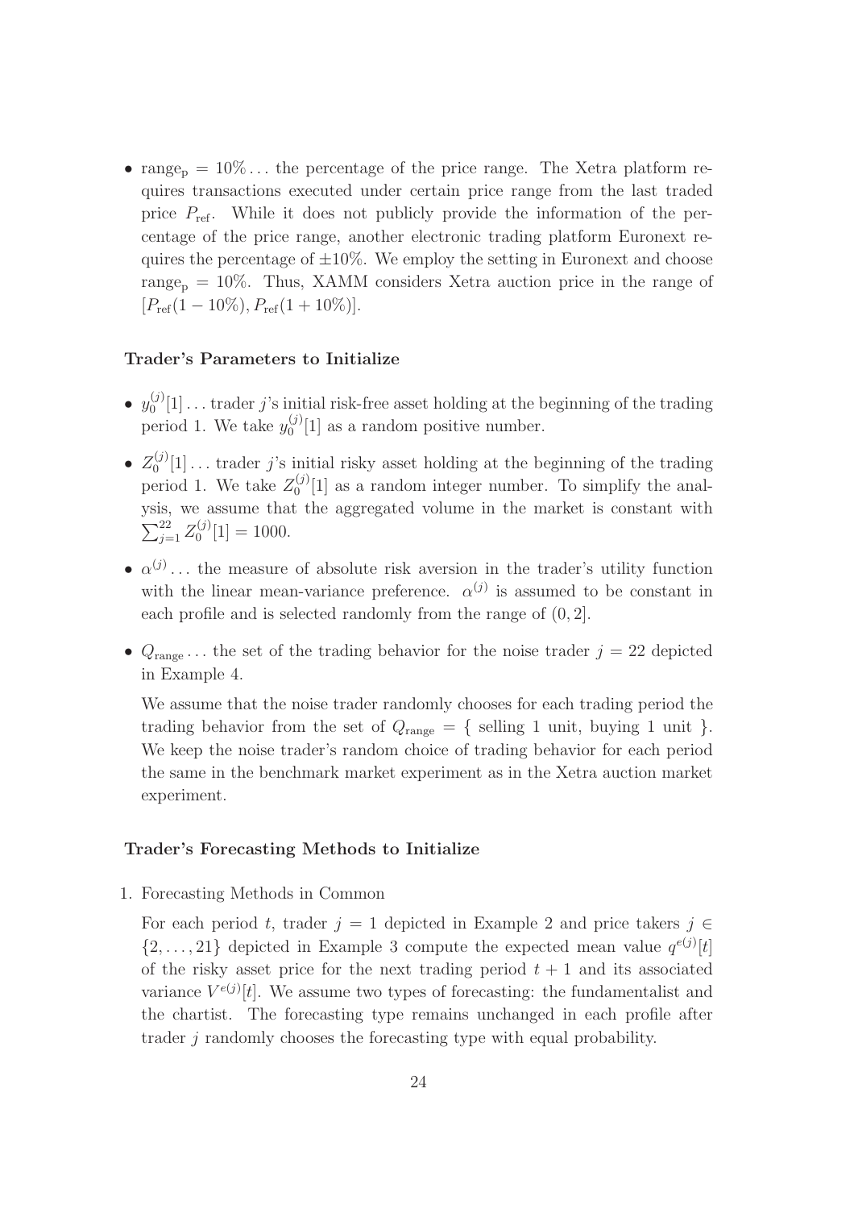- $\text{range}_\text{p} = 10\%$ … the percentage of the price range. The Xetra platform requires transactions executed under certain price range from the last traded price $P_\text{ref}$. While it does not publicly provide the information of the percentage of the price range, another electronic trading platform Euronext requires the percentage of $\pm 10\%$. We employ the setting in Euronext and choose $\text{range}_\text{p} = 10\%$. Thus, XAMM considers Xetra auction price in the range of $[P_\text{ref}(1 - 10\%), P_\text{ref}(1 + 10\%)]$.

**Trader's Parameters to Initialize**

- $y_0^{(j)}[1]$ … trader $j$'s initial risk-free asset holding at the beginning of the trading period 1. We take $y_0^{(j)}[1]$ as a random positive number.
- $Z_0^{(j)}[1]$ … trader $j$'s initial risky asset holding at the beginning of the trading period 1. We take $Z_0^{(j)}[1]$ as a random integer number. To simplify the analysis, we assume that the aggregated volume in the market is constant with $\sum_{j=1}^{22} Z_0^{(j)}[1] = 1000$.
- $\alpha^{(j)}$ … the measure of absolute risk aversion in the trader's utility function with the linear mean-variance preference. $\alpha^{(j)}$ is assumed to be constant in each profile and is selected randomly from the range of $(0, 2]$.
- $Q_\text{range}$ … the set of the trading behavior for the noise trader $j = 22$ depicted in Example 4.

  We assume that the noise trader randomly chooses for each trading period the trading behavior from the set of $Q_\text{range} = \{$ selling 1 unit, buying 1 unit $\}$. We keep the noise trader's random choice of trading behavior for each period the same in the benchmark market experiment as in the Xetra auction market experiment.

**Trader's Forecasting Methods to Initialize**

1. Forecasting Methods in Common

   For each period $t$, trader $j = 1$ depicted in Example 2 and price takers $j \in \{2, \ldots, 21\}$ depicted in Example 3 compute the expected mean value $q^{e(j)}[t]$ of the risky asset price for the next trading period $t + 1$ and its associated variance $V^{e(j)}[t]$. We assume two types of forecasting: the fundamentalist and the chartist. The forecasting type remains unchanged in each profile after trader $j$ randomly chooses the forecasting type with equal probability.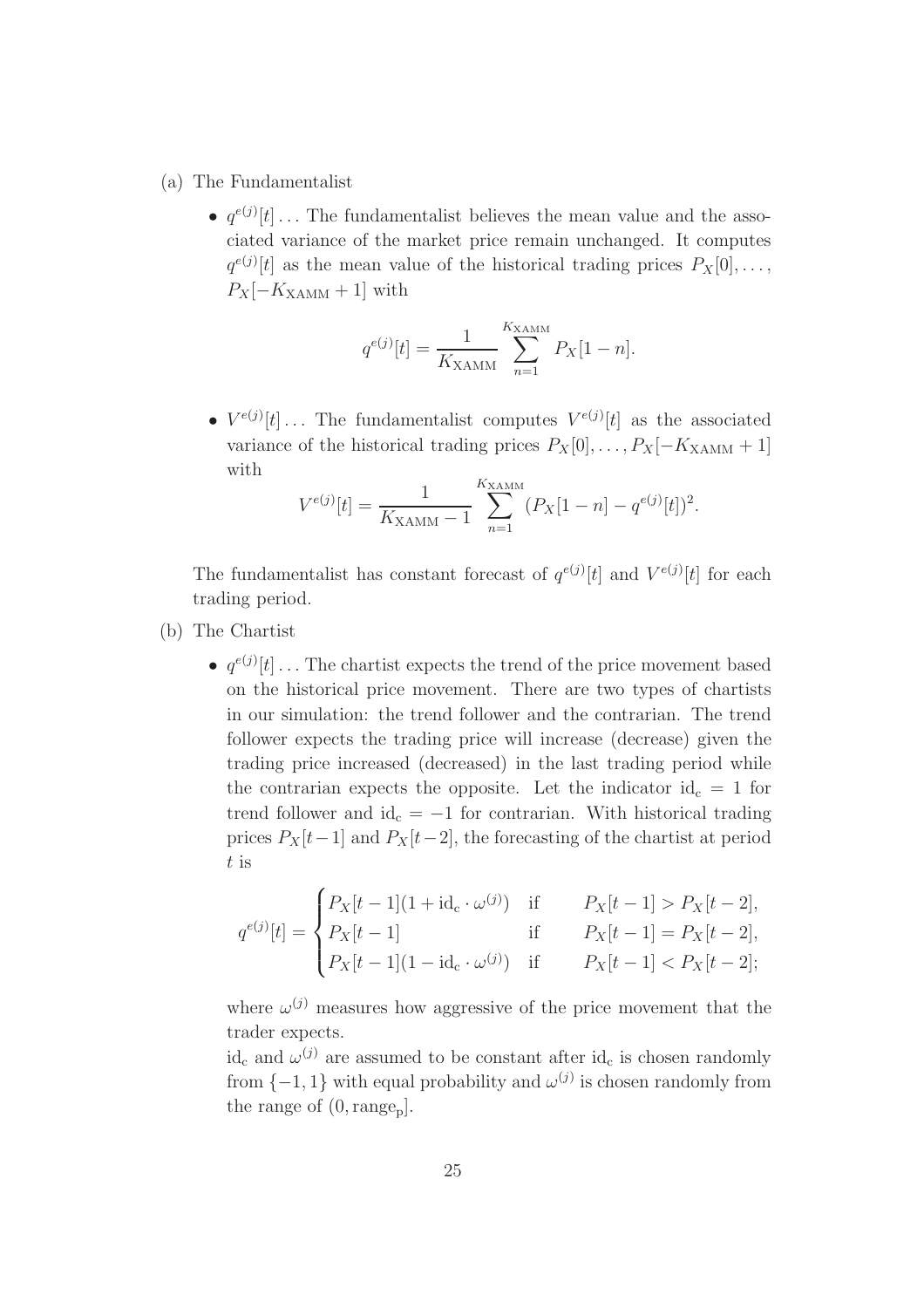(a) The Fundamentalist

- $q^{e(j)}[t]$ ... The fundamentalist believes the mean value and the associated variance of the market price remain unchanged. It computes $q^{e(j)}[t]$ as the mean value of the historical trading prices $P_X[0], \ldots, P_X[-K_{\text{XAMM}}+1]$ with

$$q^{e(j)}[t] = \frac{1}{K_{\text{XAMM}}} \sum_{n=1}^{K_{\text{XAMM}}} P_X[1-n].$$

- $V^{e(j)}[t]$ ... The fundamentalist computes $V^{e(j)}[t]$ as the associated variance of the historical trading prices $P_X[0], \ldots, P_X[-K_{\text{XAMM}}+1]$ with

$$V^{e(j)}[t] = \frac{1}{K_{\text{XAMM}}-1} \sum_{n=1}^{K_{\text{XAMM}}} (P_X[1-n] - q^{e(j)}[t])^2.$$

The fundamentalist has constant forecast of $q^{e(j)}[t]$ and $V^{e(j)}[t]$ for each trading period.

(b) The Chartist

- $q^{e(j)}[t]$ ... The chartist expects the trend of the price movement based on the historical price movement. There are two types of chartists in our simulation: the trend follower and the contrarian. The trend follower expects the trading price will increase (decrease) given the trading price increased (decreased) in the last trading period while the contrarian expects the opposite. Let the indicator $\text{id}_\text{c} = 1$ for trend follower and $\text{id}_\text{c} = -1$ for contrarian. With historical trading prices $P_X[t-1]$ and $P_X[t-2]$, the forecasting of the chartist at period $t$ is

$$q^{e(j)}[t] = \begin{cases} P_X[t-1](1 + \text{id}_\text{c} \cdot \omega^{(j)}) & \text{if} \qquad P_X[t-1] > P_X[t-2], \\ P_X[t-1] & \text{if} \qquad P_X[t-1] = P_X[t-2], \\ P_X[t-1](1 - \text{id}_\text{c} \cdot \omega^{(j)}) & \text{if} \qquad P_X[t-1] < P_X[t-2]; \end{cases}$$

where $\omega^{(j)}$ measures how aggressive of the price movement that the trader expects.

$\text{id}_\text{c}$ and $\omega^{(j)}$ are assumed to be constant after $\text{id}_\text{c}$ is chosen randomly from $\{-1, 1\}$ with equal probability and $\omega^{(j)}$ is chosen randomly from the range of $(0, \text{range}_\text{p}]$.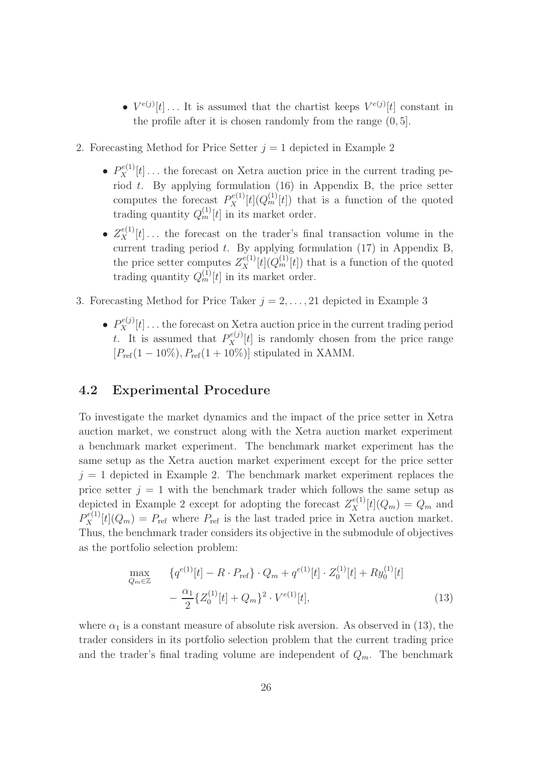- $V^{e(j)}[t]\ldots$ It is assumed that the chartist keeps $V^{e(j)}[t]$ constant in the profile after it is chosen randomly from the range $(0, 5]$.

2. Forecasting Method for Price Setter $j = 1$ depicted in Example 2

   - $P_X^{e(1)}[t]\ldots$ the forecast on Xetra auction price in the current trading period $t$. By applying formulation (16) in Appendix B, the price setter computes the forecast $P_X^{e(1)}[t](Q_m^{(1)}[t])$ that is a function of the quoted trading quantity $Q_m^{(1)}[t]$ in its market order.
   - $Z_X^{e(1)}[t]\ldots$ the forecast on the trader's final transaction volume in the current trading period $t$. By applying formulation (17) in Appendix B, the price setter computes $Z_X^{e(1)}[t](Q_m^{(1)}[t])$ that is a function of the quoted trading quantity $Q_m^{(1)}[t]$ in its market order.

3. Forecasting Method for Price Taker $j = 2, \ldots, 21$ depicted in Example 3

   - $P_X^{e(j)}[t]\ldots$ the forecast on Xetra auction price in the current trading period $t$. It is assumed that $P_X^{e(j)}[t]$ is randomly chosen from the price range $[P_{\text{ref}}(1 - 10\%), P_{\text{ref}}(1 + 10\%)]$ stipulated in XAMM.

## 4.2 Experimental Procedure

To investigate the market dynamics and the impact of the price setter in Xetra auction market, we construct along with the Xetra auction market experiment a benchmark market experiment. The benchmark market experiment has the same setup as the Xetra auction market experiment except for the price setter $j = 1$ depicted in Example 2. The benchmark market experiment replaces the price setter $j = 1$ with the benchmark trader which follows the same setup as depicted in Example 2 except for adopting the forecast $Z_X^{e(1)}[t](Q_m) = Q_m$ and $P_X^{e(1)}[t](Q_m) = P_{\text{ref}}$ where $P_{\text{ref}}$ is the last traded price in Xetra auction market. Thus, the benchmark trader considers its objective in the submodule of objectives as the portfolio selection problem:

$$
\begin{aligned}
\max_{Q_m \in \mathbb{Z}} \quad & \{q^{e(1)}[t] - R \cdot P_{\text{ref}}\} \cdot Q_m + q^{e(1)}[t] \cdot Z_0^{(1)}[t] + Ry_0^{(1)}[t] \\
& - \frac{\alpha_1}{2}\{Z_0^{(1)}[t] + Q_m\}^2 \cdot V^{e(1)}[t], \qquad (13)
\end{aligned}
$$

where $\alpha_1$ is a constant measure of absolute risk aversion. As observed in (13), the trader considers in its portfolio selection problem that the current trading price and the trader's final trading volume are independent of $Q_m$. The benchmark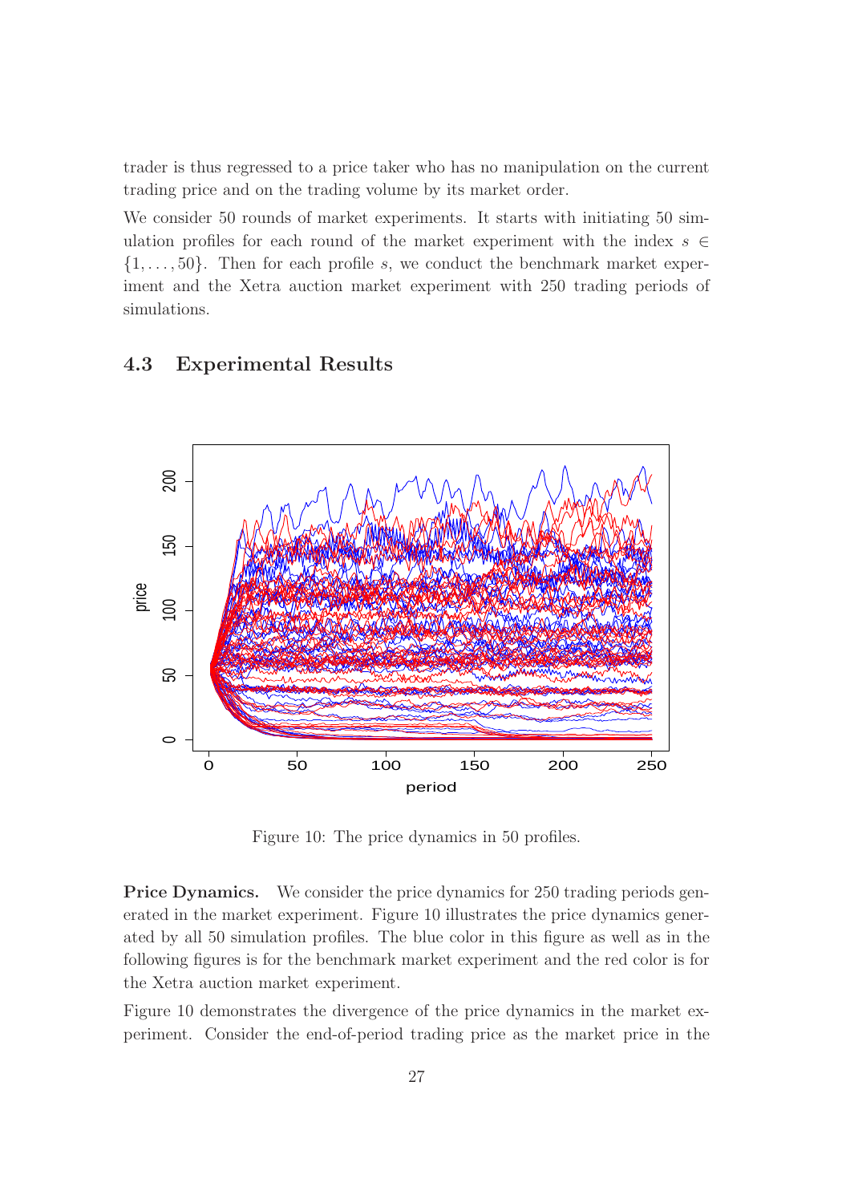trader is thus regressed to a price taker who has no manipulation on the current trading price and on the trading volume by its market order.

We consider 50 rounds of market experiments. It starts with initiating 50 simulation profiles for each round of the market experiment with the index $s \in \{1, \ldots, 50\}$. Then for each profile $s$, we conduct the benchmark market experiment and the Xetra auction market experiment with 250 trading periods of simulations.

### 4.3 Experimental Results

Figure 10: The price dynamics in 50 profiles.

**Price Dynamics.** We consider the price dynamics for 250 trading periods generated in the market experiment. Figure 10 illustrates the price dynamics generated by all 50 simulation profiles. The blue color in this figure as well as in the following figures is for the benchmark market experiment and the red color is for the Xetra auction market experiment.

Figure 10 demonstrates the divergence of the price dynamics in the market experiment. Consider the end-of-period trading price as the market price in the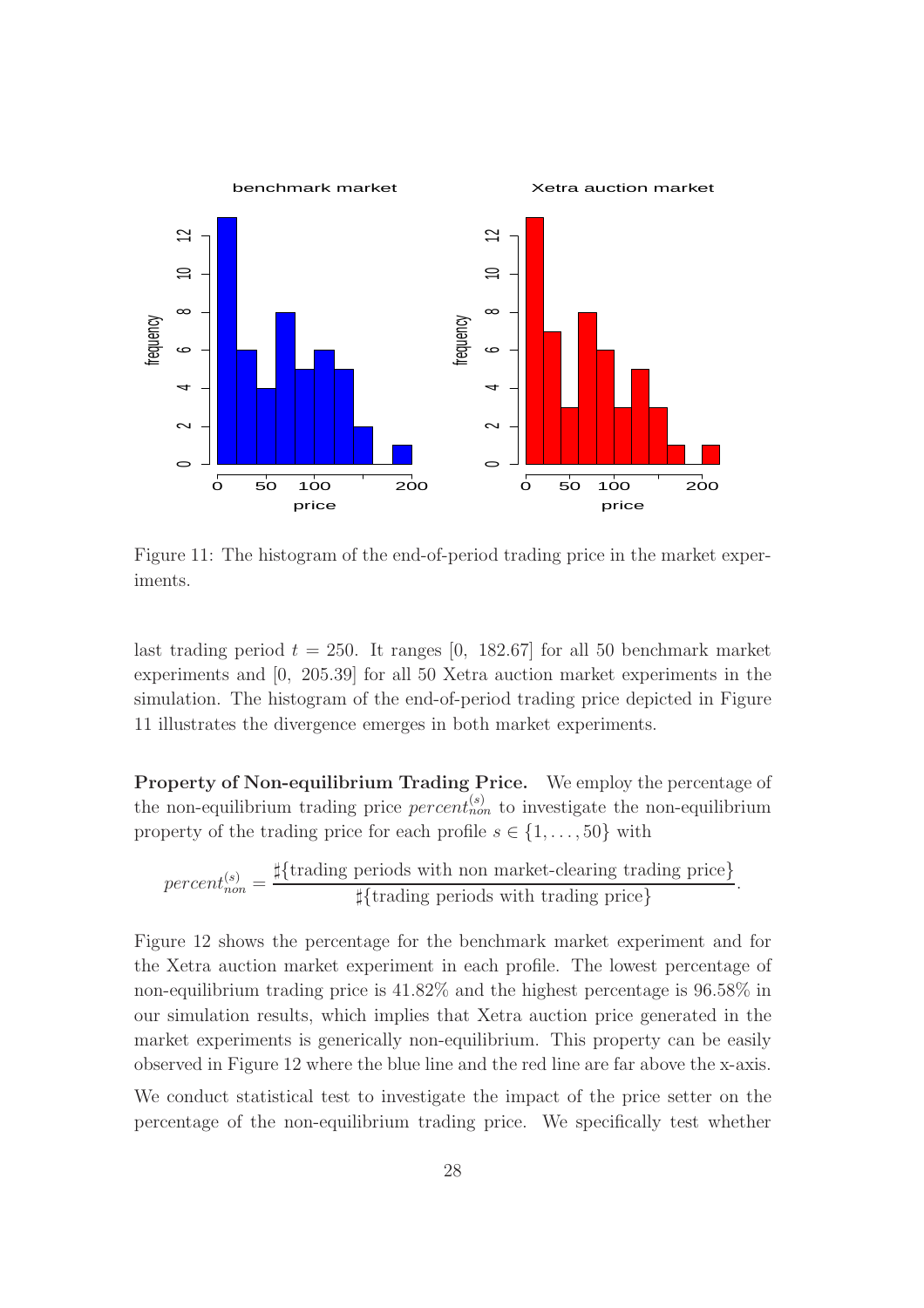Figure 11: The histogram of the end-of-period trading price in the market experiments.

last trading period $t = 250$. It ranges [0, 182.67] for all 50 benchmark market experiments and [0, 205.39] for all 50 Xetra auction market experiments in the simulation. The histogram of the end-of-period trading price depicted in Figure 11 illustrates the divergence emerges in both market experiments.

**Property of Non-equilibrium Trading Price.** We employ the percentage of the non-equilibrium trading price $percent_{non}^{(s)}$ to investigate the non-equilibrium property of the trading price for each profile $s \in \{1, \ldots, 50\}$ with

$$percent_{non}^{(s)} = \frac{\sharp\{\text{trading periods with non market-clearing trading price}\}}{\sharp\{\text{trading periods with trading price}\}}.$$

Figure 12 shows the percentage for the benchmark market experiment and for the Xetra auction market experiment in each profile. The lowest percentage of non-equilibrium trading price is 41.82% and the highest percentage is 96.58% in our simulation results, which implies that Xetra auction price generated in the market experiments is generically non-equilibrium. This property can be easily observed in Figure 12 where the blue line and the red line are far above the x-axis.

We conduct statistical test to investigate the impact of the price setter on the percentage of the non-equilibrium trading price. We specifically test whether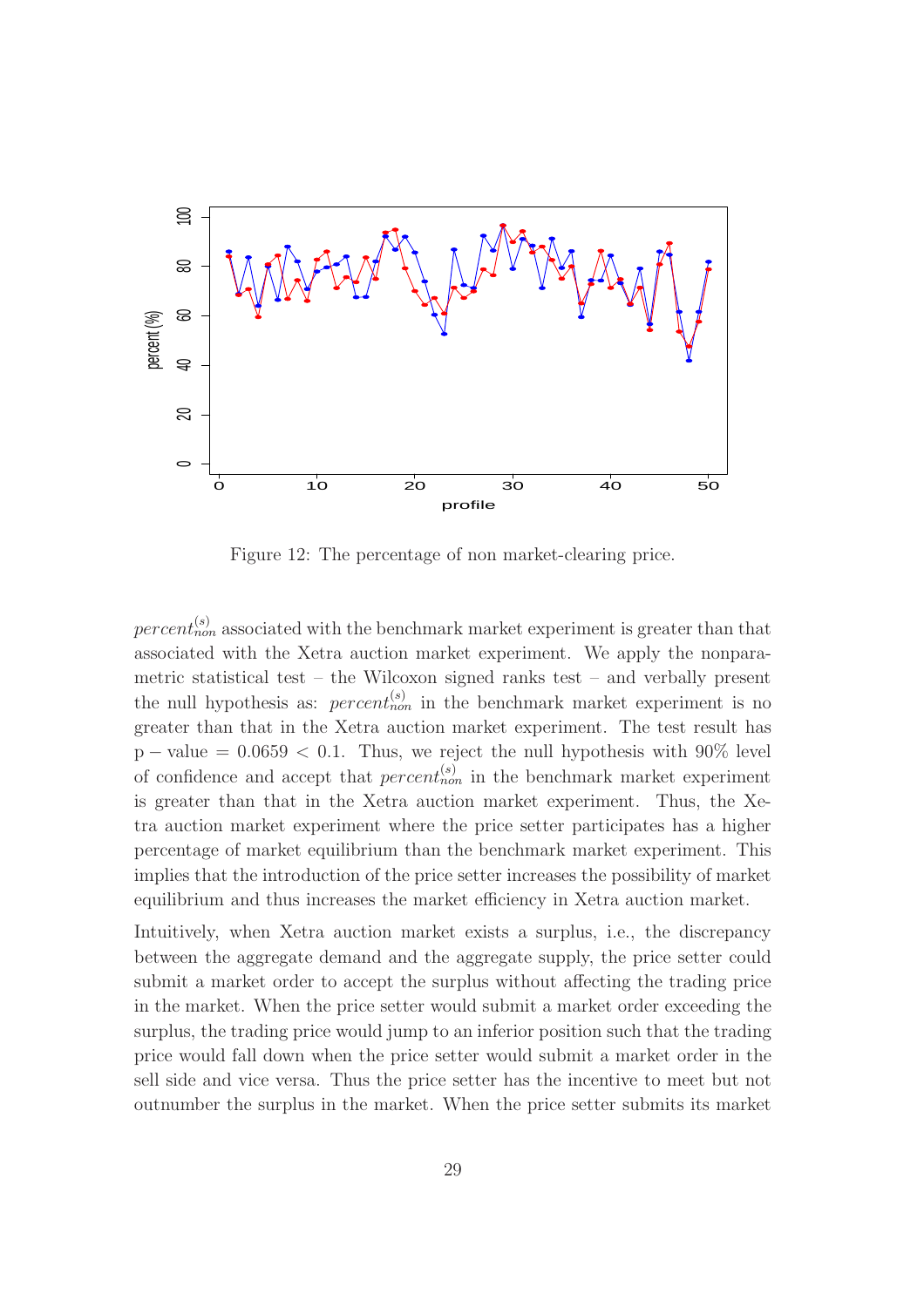Figure 12: The percentage of non market-clearing price.

$percent_{non}^{(s)}$ associated with the benchmark market experiment is greater than that associated with the Xetra auction market experiment. We apply the nonparametric statistical test – the Wilcoxon signed ranks test – and verbally present the null hypothesis as: $percent_{non}^{(s)}$ in the benchmark market experiment is no greater than that in the Xetra auction market experiment. The test result has $\text{p} - \text{value} = 0.0659 < 0.1$. Thus, we reject the null hypothesis with 90% level of confidence and accept that $percent_{non}^{(s)}$ in the benchmark market experiment is greater than that in the Xetra auction market experiment. Thus, the Xetra auction market experiment where the price setter participates has a higher percentage of market equilibrium than the benchmark market experiment. This implies that the introduction of the price setter increases the possibility of market equilibrium and thus increases the market efficiency in Xetra auction market.

Intuitively, when Xetra auction market exists a surplus, i.e., the discrepancy between the aggregate demand and the aggregate supply, the price setter could submit a market order to accept the surplus without affecting the trading price in the market. When the price setter would submit a market order exceeding the surplus, the trading price would jump to an inferior position such that the trading price would fall down when the price setter would submit a market order in the sell side and vice versa. Thus the price setter has the incentive to meet but not outnumber the surplus in the market. When the price setter submits its market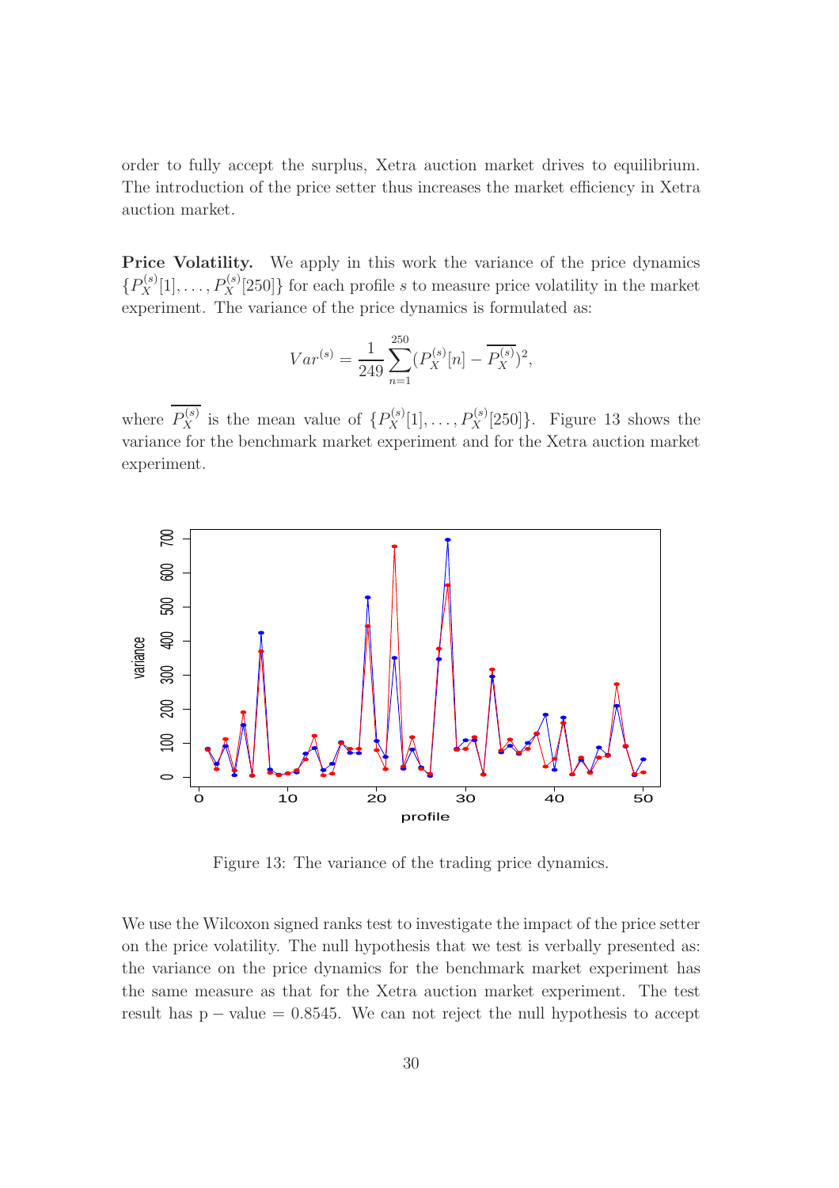order to fully accept the surplus, Xetra auction market drives to equilibrium. The introduction of the price setter thus increases the market efficiency in Xetra auction market.

**Price Volatility.** We apply in this work the variance of the price dynamics $\{P_X^{(s)}[1], \ldots, P_X^{(s)}[250]\}$ for each profile $s$ to measure price volatility in the market experiment. The variance of the price dynamics is formulated as:

$$Var^{(s)} = \frac{1}{249} \sum_{n=1}^{250} (P_X^{(s)}[n] - \overline{P_X^{(s)}})^2,$$

where $\overline{P_X^{(s)}}$ is the mean value of $\{P_X^{(s)}[1], \ldots, P_X^{(s)}[250]\}$. Figure 13 shows the variance for the benchmark market experiment and for the Xetra auction market experiment.

Figure 13: The variance of the trading price dynamics.

We use the Wilcoxon signed ranks test to investigate the impact of the price setter on the price volatility. The null hypothesis that we test is verbally presented as: the variance on the price dynamics for the benchmark market experiment has the same measure as that for the Xetra auction market experiment. The test result has $\mathrm{p-value} = 0.8545$. We can not reject the null hypothesis to accept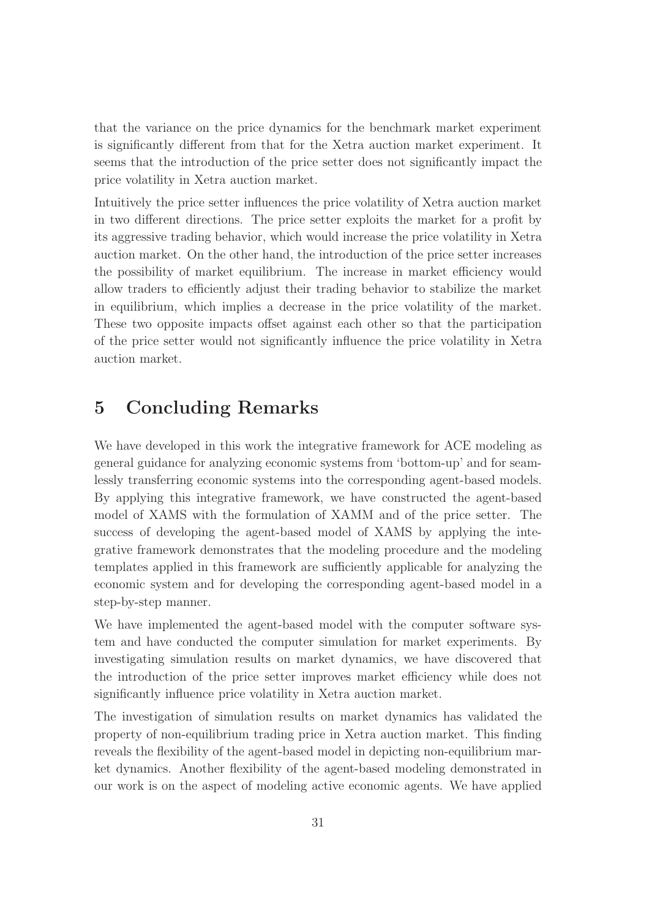that the variance on the price dynamics for the benchmark market experiment is significantly different from that for the Xetra auction market experiment. It seems that the introduction of the price setter does not significantly impact the price volatility in Xetra auction market.

Intuitively the price setter influences the price volatility of Xetra auction market in two different directions. The price setter exploits the market for a profit by its aggressive trading behavior, which would increase the price volatility in Xetra auction market. On the other hand, the introduction of the price setter increases the possibility of market equilibrium. The increase in market efficiency would allow traders to efficiently adjust their trading behavior to stabilize the market in equilibrium, which implies a decrease in the price volatility of the market. These two opposite impacts offset against each other so that the participation of the price setter would not significantly influence the price volatility in Xetra auction market.

# 5 Concluding Remarks

We have developed in this work the integrative framework for ACE modeling as general guidance for analyzing economic systems from 'bottom-up' and for seamlessly transferring economic systems into the corresponding agent-based models. By applying this integrative framework, we have constructed the agent-based model of XAMS with the formulation of XAMM and of the price setter. The success of developing the agent-based model of XAMS by applying the integrative framework demonstrates that the modeling procedure and the modeling templates applied in this framework are sufficiently applicable for analyzing the economic system and for developing the corresponding agent-based model in a step-by-step manner.

We have implemented the agent-based model with the computer software system and have conducted the computer simulation for market experiments. By investigating simulation results on market dynamics, we have discovered that the introduction of the price setter improves market efficiency while does not significantly influence price volatility in Xetra auction market.

The investigation of simulation results on market dynamics has validated the property of non-equilibrium trading price in Xetra auction market. This finding reveals the flexibility of the agent-based model in depicting non-equilibrium market dynamics. Another flexibility of the agent-based modeling demonstrated in our work is on the aspect of modeling active economic agents. We have applied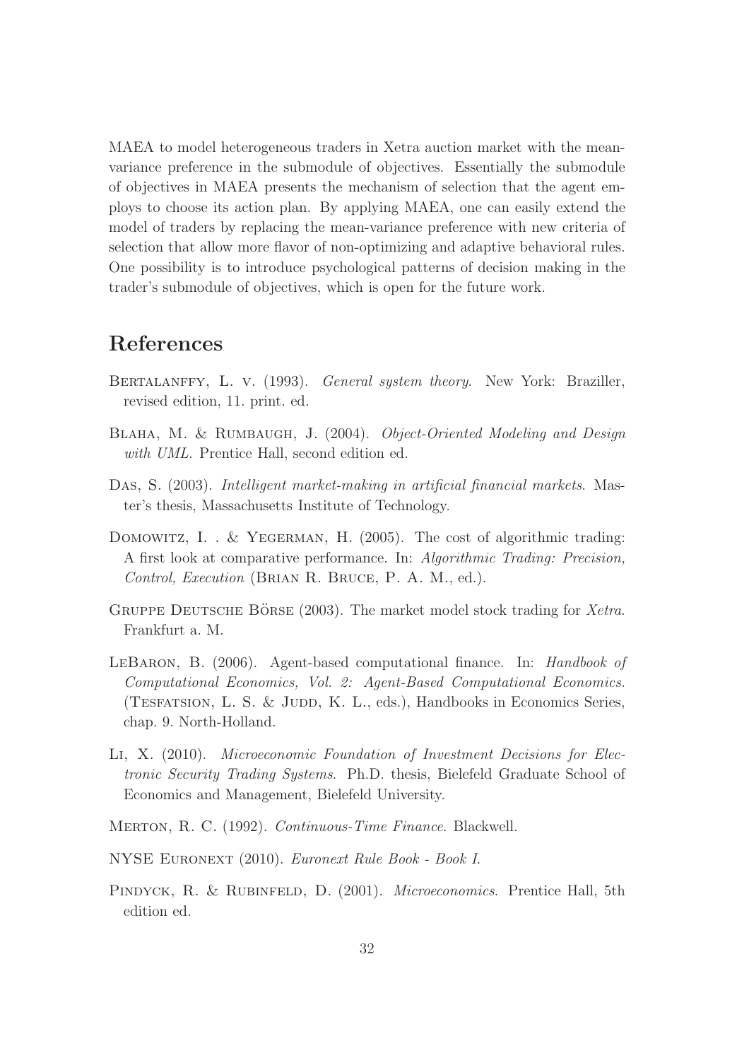MAEA to model heterogeneous traders in Xetra auction market with the mean-variance preference in the submodule of objectives. Essentially the submodule of objectives in MAEA presents the mechanism of selection that the agent employs to choose its action plan. By applying MAEA, one can easily extend the model of traders by replacing the mean-variance preference with new criteria of selection that allow more flavor of non-optimizing and adaptive behavioral rules. One possibility is to introduce psychological patterns of decision making in the trader's submodule of objectives, which is open for the future work.

# References

Bertalanffy, L. v. (1993). *General system theory*. New York: Braziller, revised edition, 11. print. ed.

Blaha, M. & Rumbaugh, J. (2004). *Object-Oriented Modeling and Design with UML*. Prentice Hall, second edition ed.

Das, S. (2003). *Intelligent market-making in artificial financial markets*. Master's thesis, Massachusetts Institute of Technology.

Domowitz, I. . & Yegerman, H. (2005). The cost of algorithmic trading: A first look at comparative performance. In: *Algorithmic Trading: Precision, Control, Execution* (Brian R. Bruce, P. A. M., ed.).

Gruppe Deutsche Börse (2003). The market model stock trading for *Xetra*. Frankfurt a. M.

LeBaron, B. (2006). Agent-based computational finance. In: *Handbook of Computational Economics, Vol. 2: Agent-Based Computational Economics.* (Tesfatsion, L. S. & Judd, K. L., eds.), Handbooks in Economics Series, chap. 9. North-Holland.

Li, X. (2010). *Microeconomic Foundation of Investment Decisions for Electronic Security Trading Systems*. Ph.D. thesis, Bielefeld Graduate School of Economics and Management, Bielefeld University.

Merton, R. C. (1992). *Continuous-Time Finance*. Blackwell.

NYSE Euronext (2010). *Euronext Rule Book - Book I*.

Pindyck, R. & Rubinfeld, D. (2001). *Microeconomics*. Prentice Hall, 5th edition ed.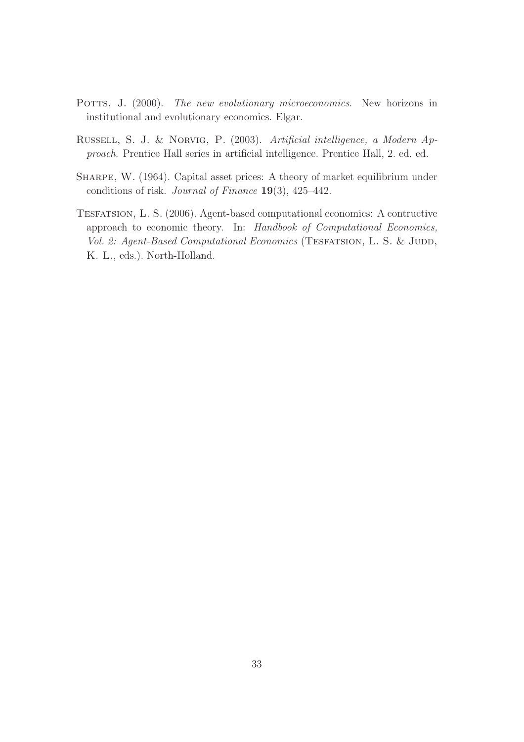Potts, J. (2000). *The new evolutionary microeconomics*. New horizons in institutional and evolutionary economics. Elgar.

Russell, S. J. & Norvig, P. (2003). *Artificial intelligence, a Modern Approach*. Prentice Hall series in artificial intelligence. Prentice Hall, 2. ed. ed.

Sharpe, W. (1964). Capital asset prices: A theory of market equilibrium under conditions of risk. *Journal of Finance* **19**(3), 425–442.

Tesfatsion, L. S. (2006). Agent-based computational economics: A contructive approach to economic theory. In: *Handbook of Computational Economics, Vol. 2: Agent-Based Computational Economics* (Tesfatsion, L. S. & Judd, K. L., eds.). North-Holland.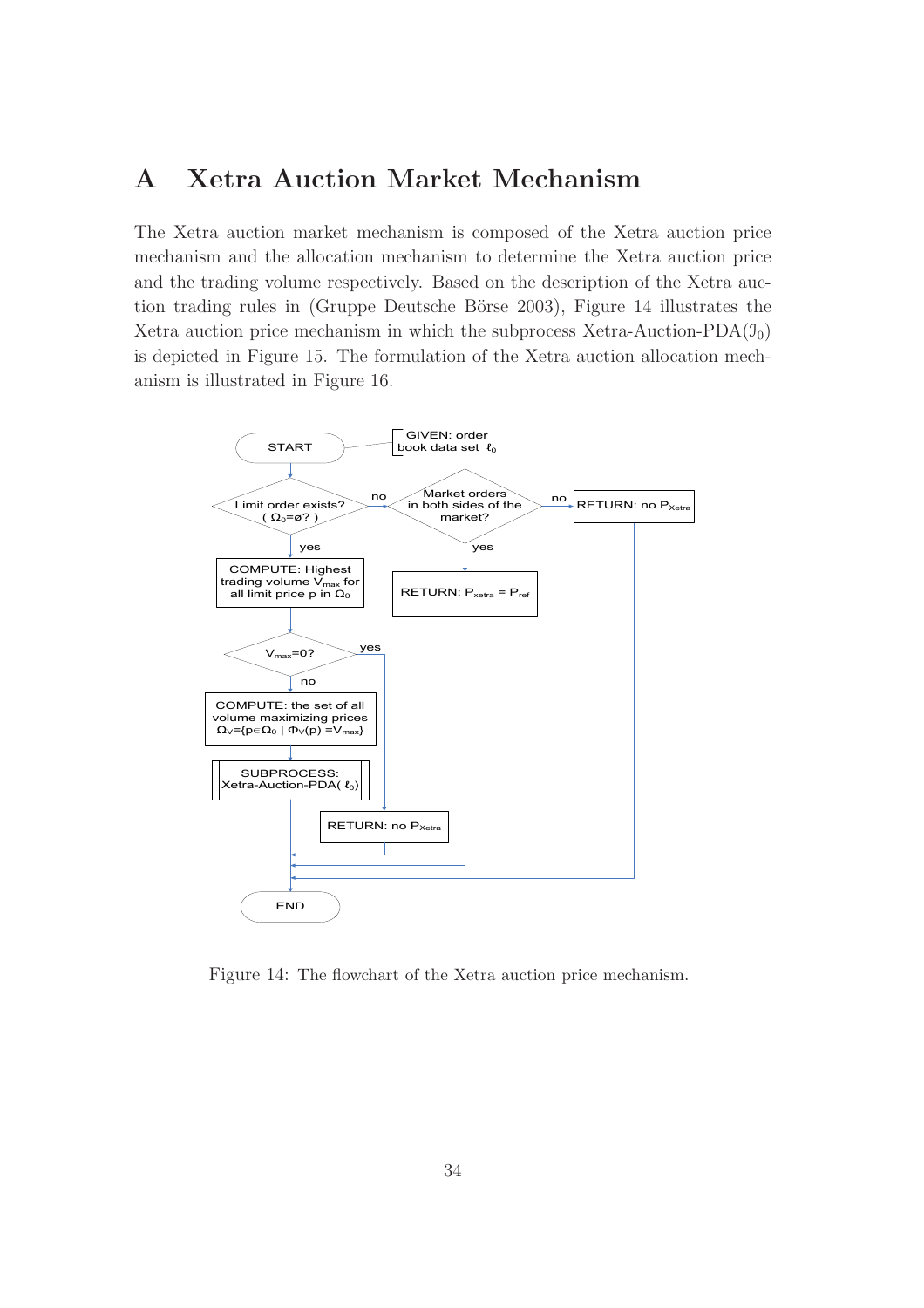# A Xetra Auction Market Mechanism

The Xetra auction market mechanism is composed of the Xetra auction price mechanism and the allocation mechanism to determine the Xetra auction price and the trading volume respectively. Based on the description of the Xetra auction trading rules in (Gruppe Deutsche Börse 2003), Figure 14 illustrates the Xetra auction price mechanism in which the subprocess Xetra-Auction-PDA($\mathcal{I}_0$) is depicted in Figure 15. The formulation of the Xetra auction allocation mechanism is illustrated in Figure 16.

Figure 14: The flowchart of the Xetra auction price mechanism.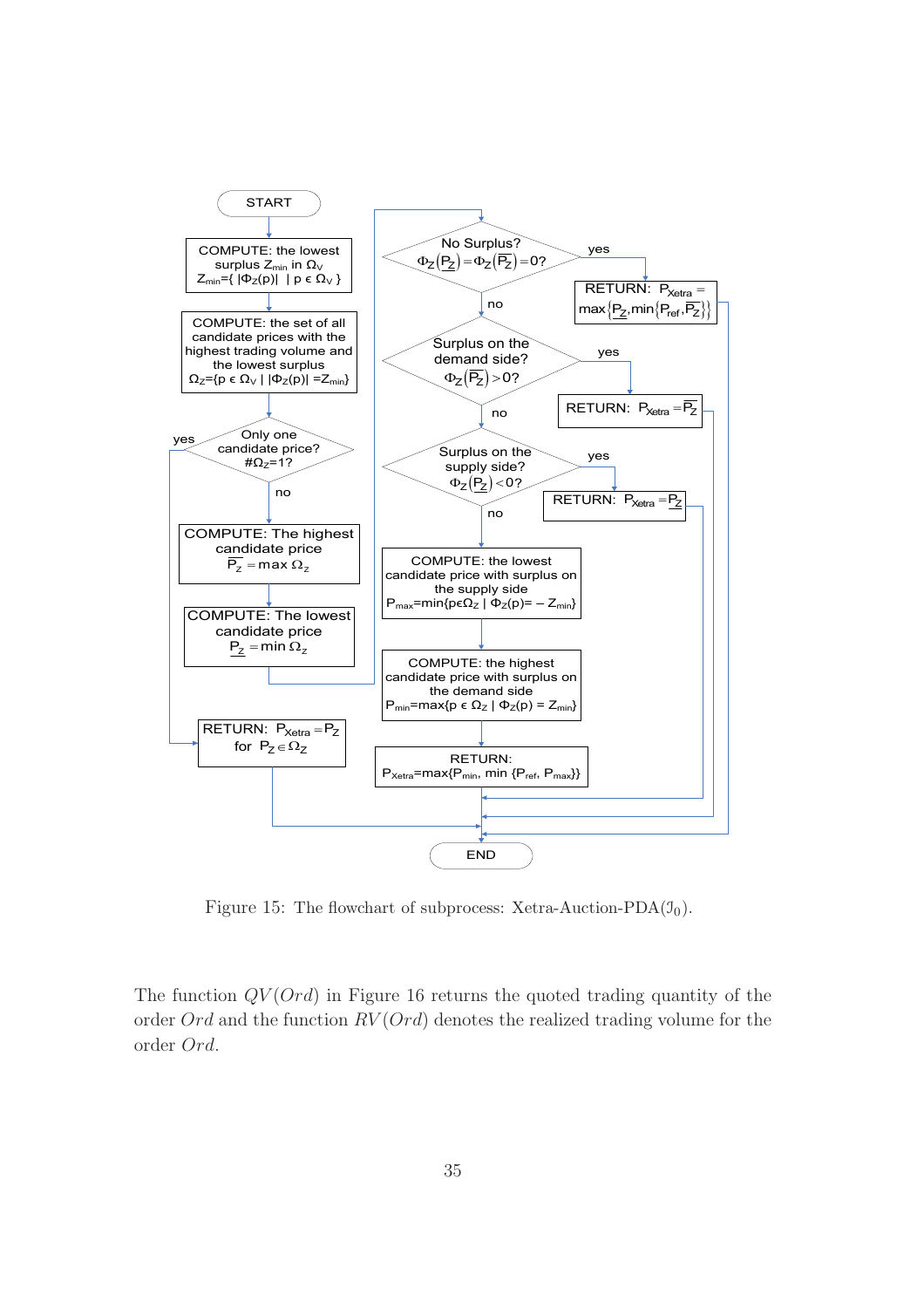START

COMPUTE: the lowest surplus $Z_{min}$ in $\Omega_V$ $Z_{min}=\{ |\Phi_Z(p)| \mid p \in \Omega_V \}$

COMPUTE: the set of all candidate prices with the highest trading volume and the lowest surplus $\Omega_Z=\{p \in \Omega_V \mid |\Phi_Z(p)| = Z_{min}\}$

Only one candidate price? $\#\Omega_Z=1$?

- yes → RETURN: $P_{Xetra} = P_Z$ for $P_Z \in \Omega_Z$ → END
- no → COMPUTE: The highest candidate price $\overline{P_Z} = \max \Omega_Z$

COMPUTE: The lowest candidate price $\underline{P_Z} = \min \Omega_Z$

No Surplus? $\Phi_Z(\underline{P_Z}) = \Phi_Z(\overline{P_Z}) = 0$?

- yes → RETURN: $P_{Xetra} = \max\{\underline{P_Z}, \min\{P_{ref}, \overline{P_Z}\}\}$ → END
- no → Surplus on the demand side? $\Phi_Z(\overline{P_Z}) > 0$?
  - yes → RETURN: $P_{Xetra} = \overline{P_Z}$ → END
  - no → Surplus on the supply side? $\Phi_Z(\underline{P_Z}) < 0$?
    - yes → RETURN: $P_{Xetra} = \underline{P_Z}$ → END
    - no → COMPUTE: the lowest candidate price with surplus on the supply side $P_{max}=\min\{p\in\Omega_Z \mid \Phi_Z(p)= -Z_{min}\}$

COMPUTE: the highest candidate price with surplus on the demand side $P_{min}=\max\{p \in \Omega_Z \mid \Phi_Z(p) = Z_{min}\}$

RETURN: $P_{Xetra}=\max\{P_{min}, \min \{P_{ref}, P_{max}\}\}$ → END

Figure 15: The flowchart of subprocess: Xetra-Auction-PDA($\mathcal{I}_0$).

The function $QV(Ord)$ in Figure 16 returns the quoted trading quantity of the order $Ord$ and the function $RV(Ord)$ denotes the realized trading volume for the order $Ord$.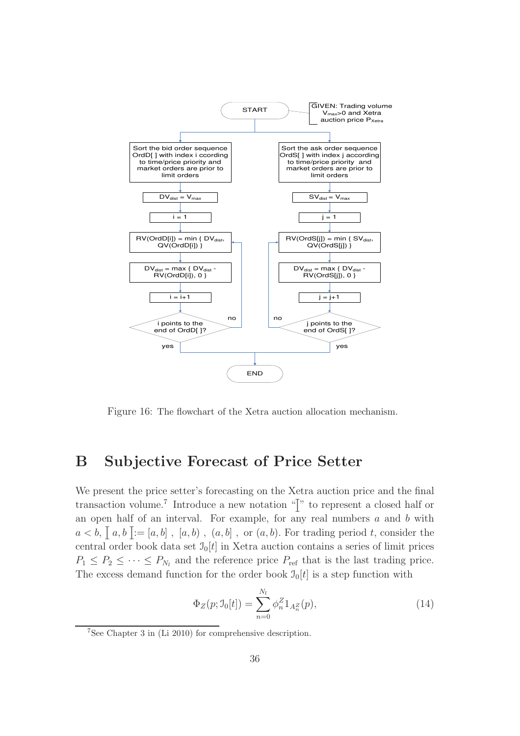Figure 16: The flowchart of the Xetra auction allocation mechanism.

# B Subjective Forecast of Price Setter

We present the price setter's forecasting on the Xetra auction price and the final transaction volume.[7] Introduce a new notation "$\lceil$" to represent a closed half or an open half of an interval. For example, for any real numbers $a$ and $b$ with $a < b$, $\lceil a, b \rceil := [a, b]$ , $[a, b)$ , $(a, b]$ , or $(a, b)$. For trading period $t$, consider the central order book data set $\mathcal{I}_0[t]$ in Xetra auction contains a series of limit prices $P_1 \leq P_2 \leq \cdots \leq P_{N_l}$ and the reference price $P_{\text{ref}}$ that is the last trading price. The excess demand function for the order book $\mathcal{I}_0[t]$ is a step function with

$$\Phi_Z(p; \mathcal{I}_0[t]) = \sum_{n=0}^{N_l} \phi_n^Z 1_{A_n^Z}(p), \tag{14}$$

[7] See Chapter 3 in (Li 2010) for comprehensive description.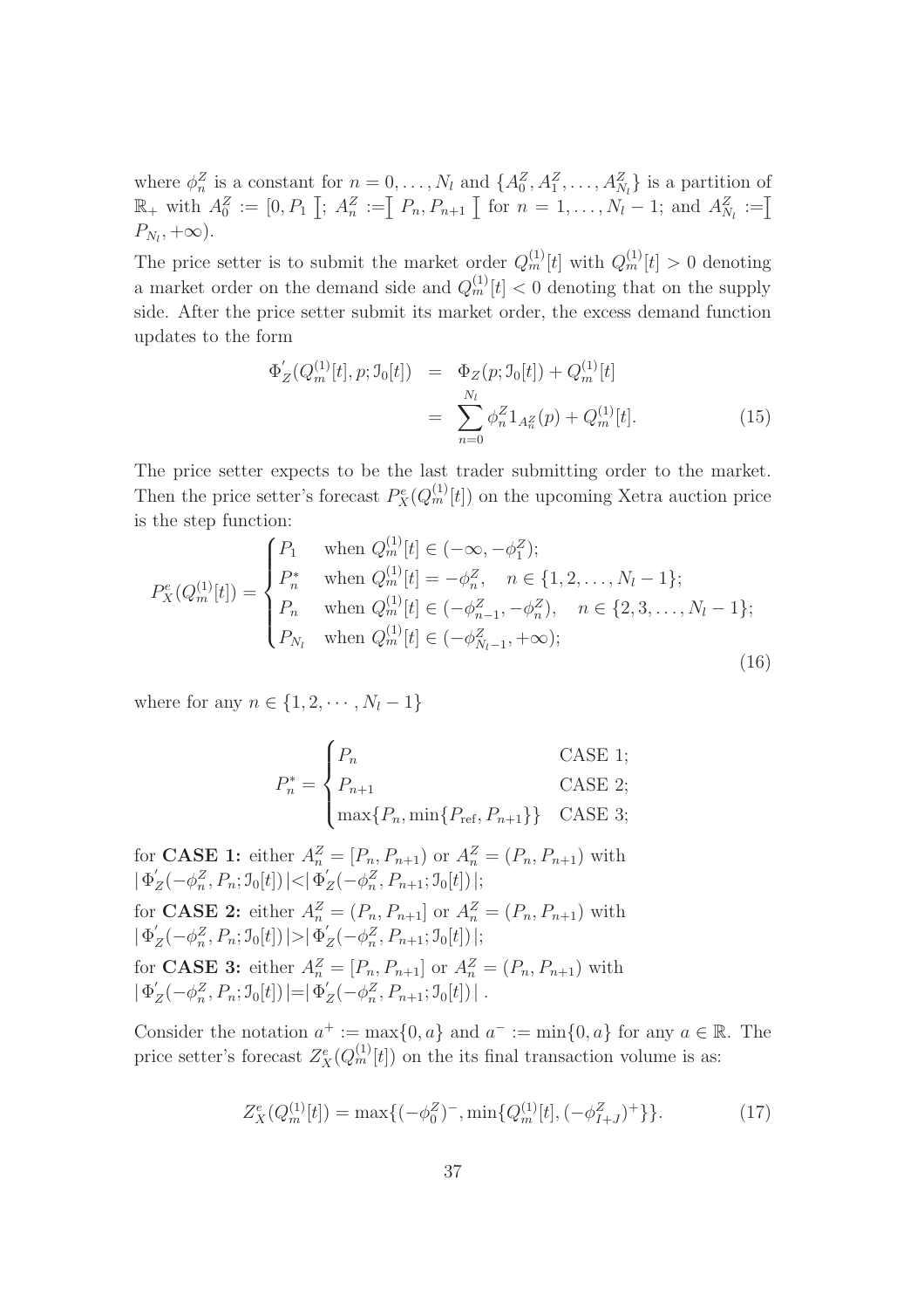where $\phi_n^Z$ is a constant for $n = 0, \ldots, N_l$ and $\{A_0^Z, A_1^Z, \ldots, A_{N_l}^Z\}$ is a partition of $\mathbb{R}_+$ with $A_0^Z := [0, P_1 \,[$; $A_n^Z := ]\, P_n, P_{n+1} \,[$ for $n = 1, \ldots, N_l - 1$; and $A_{N_l}^Z := ]\, P_{N_l}, +\infty)$.

The price setter is to submit the market order $Q_m^{(1)}[t]$ with $Q_m^{(1)}[t] > 0$ denoting a market order on the demand side and $Q_m^{(1)}[t] < 0$ denoting that on the supply side. After the price setter submit its market order, the excess demand function updates to the form

$$
\begin{aligned}
\Phi_Z^{'}(Q_m^{(1)}[t], p; \mathcal{I}_0[t]) &= \Phi_Z(p; \mathcal{I}_0[t]) + Q_m^{(1)}[t] \\
&= \sum_{n=0}^{N_l} \phi_n^Z 1_{A_n^Z}(p) + Q_m^{(1)}[t]. \qquad (15)
\end{aligned}
$$

The price setter expects to be the last trader submitting order to the market. Then the price setter's forecast $P_X^e(Q_m^{(1)}[t])$ on the upcoming Xetra auction price is the step function:

$$
P_X^e(Q_m^{(1)}[t]) = \begin{cases} P_1 & \text{when } Q_m^{(1)}[t] \in (-\infty, -\phi_1^Z); \\ P_n^* & \text{when } Q_m^{(1)}[t] = -\phi_n^Z, \quad n \in \{1, 2, \ldots, N_l - 1\}; \\ P_n & \text{when } Q_m^{(1)}[t] \in (-\phi_{n-1}^Z, -\phi_n^Z), \quad n \in \{2, 3, \ldots, N_l - 1\}; \\ P_{N_l} & \text{when } Q_m^{(1)}[t] \in (-\phi_{N_l - 1}^Z, +\infty); \end{cases} \qquad (16)
$$

where for any $n \in \{1, 2, \cdots, N_l - 1\}$

$$
P_n^* = \begin{cases} P_n & \text{CASE 1;} \\ P_{n+1} & \text{CASE 2;} \\ \max\{P_n, \min\{P_{\text{ref}}, P_{n+1}\}\} & \text{CASE 3;} \end{cases}
$$

for **CASE 1:** either $A_n^Z = [P_n, P_{n+1})$ or $A_n^Z = (P_n, P_{n+1})$ with $|\,\Phi_Z^{'}(-\phi_n^Z, P_n; \mathcal{I}_0[t])\,| < |\,\Phi_Z^{'}(-\phi_n^Z, P_{n+1}; \mathcal{I}_0[t])\,|$;

for **CASE 2:** either $A_n^Z = (P_n, P_{n+1}]$ or $A_n^Z = (P_n, P_{n+1})$ with $|\,\Phi_Z^{'}(-\phi_n^Z, P_n; \mathcal{I}_0[t])\,| > |\,\Phi_Z^{'}(-\phi_n^Z, P_{n+1}; \mathcal{I}_0[t])\,|$;

for **CASE 3:** either $A_n^Z = [P_n, P_{n+1}]$ or $A_n^Z = (P_n, P_{n+1})$ with $|\,\Phi_Z^{'}(-\phi_n^Z, P_n; \mathcal{I}_0[t])\,| = |\,\Phi_Z^{'}(-\phi_n^Z, P_{n+1}; \mathcal{I}_0[t])\,|$.

Consider the notation $a^+ := \max\{0, a\}$ and $a^- := \min\{0, a\}$ for any $a \in \mathbb{R}$. The price setter's forecast $Z_X^e(Q_m^{(1)}[t])$ on the its final transaction volume is as:

$$
Z_X^e(Q_m^{(1)}[t]) = \max\{(-\phi_0^Z)^-, \min\{Q_m^{(1)}[t], (-\phi_{I+J}^Z)^+\}\}. \qquad (17)
$$